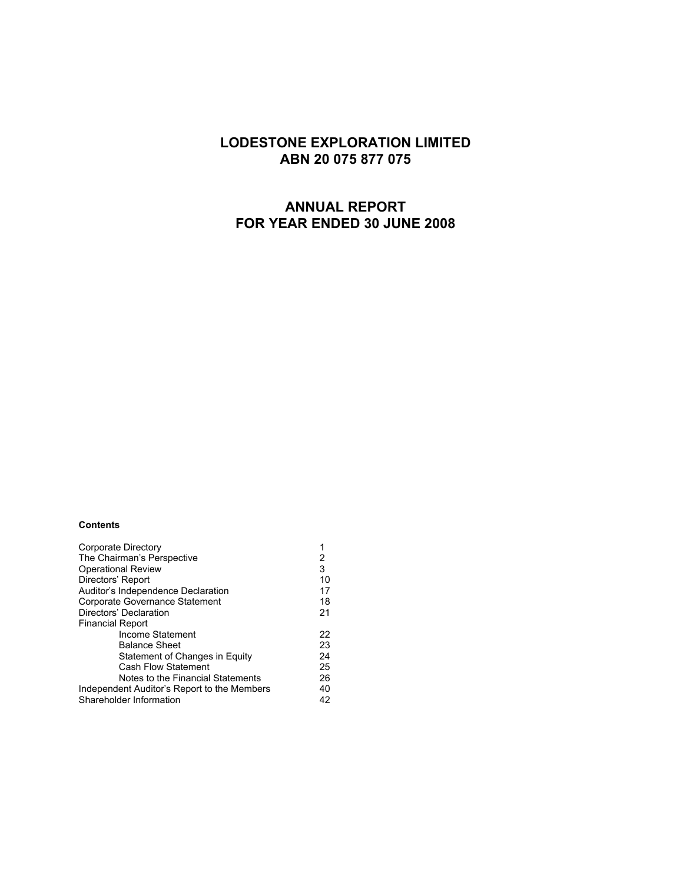# LODESTONE EXPLORATION LIMITED
# ABN 20 075 877 075

# ANNUAL REPORT
# FOR YEAR ENDED 30 JUNE 2008

**Contents**

| | |
|---|---|
| Corporate Directory | 1 |
| The Chairman's Perspective | 2 |
| Operational Review | 3 |
| Directors' Report | 10 |
| Auditor's Independence Declaration | 17 |
| Corporate Governance Statement | 18 |
| Directors' Declaration | 21 |
| Financial Report | |
| Income Statement | 22 |
| Balance Sheet | 23 |
| Statement of Changes in Equity | 24 |
| Cash Flow Statement | 25 |
| Notes to the Financial Statements | 26 |
| Independent Auditor's Report to the Members | 40 |
| Shareholder Information | 42 |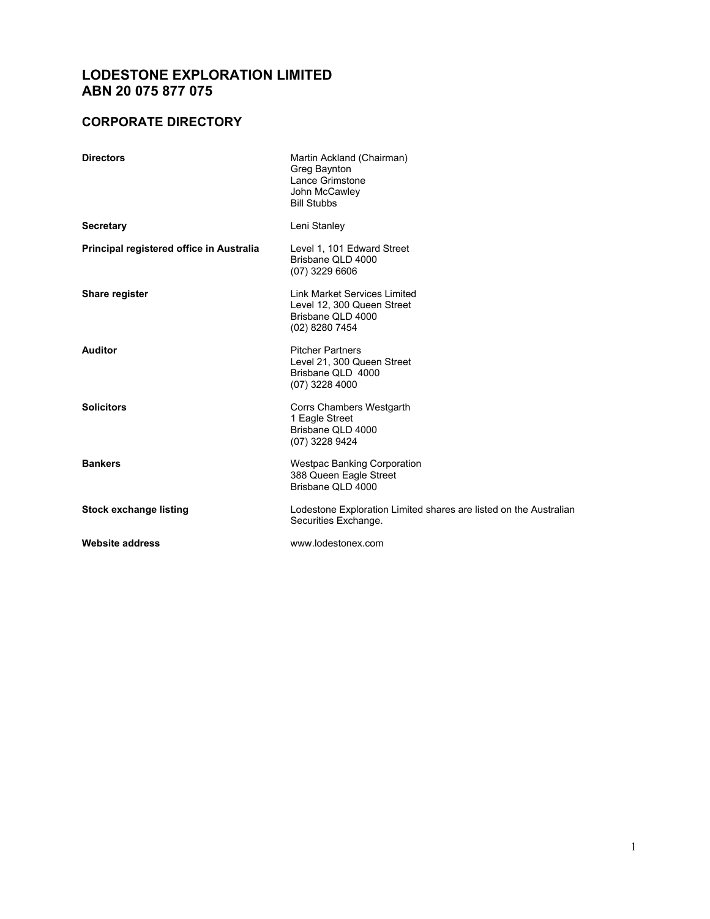# LODESTONE EXPLORATION LIMITED
# ABN 20 075 877 075

## CORPORATE DIRECTORY

| | |
|---|---|
| **Directors** | Martin Ackland (Chairman)<br>Greg Baynton<br>Lance Grimstone<br>John McCawley<br>Bill Stubbs |
| **Secretary** | Leni Stanley |
| **Principal registered office in Australia** | Level 1, 101 Edward Street<br>Brisbane QLD 4000<br>(07) 3229 6606 |
| **Share register** | Link Market Services Limited<br>Level 12, 300 Queen Street<br>Brisbane QLD 4000<br>(02) 8280 7454 |
| **Auditor** | Pitcher Partners<br>Level 21, 300 Queen Street<br>Brisbane QLD 4000<br>(07) 3228 4000 |
| **Solicitors** | Corrs Chambers Westgarth<br>1 Eagle Street<br>Brisbane QLD 4000<br>(07) 3228 9424 |
| **Bankers** | Westpac Banking Corporation<br>388 Queen Eagle Street<br>Brisbane QLD 4000 |
| **Stock exchange listing** | Lodestone Exploration Limited shares are listed on the Australian Securities Exchange. |
| **Website address** | www.lodestonex.com |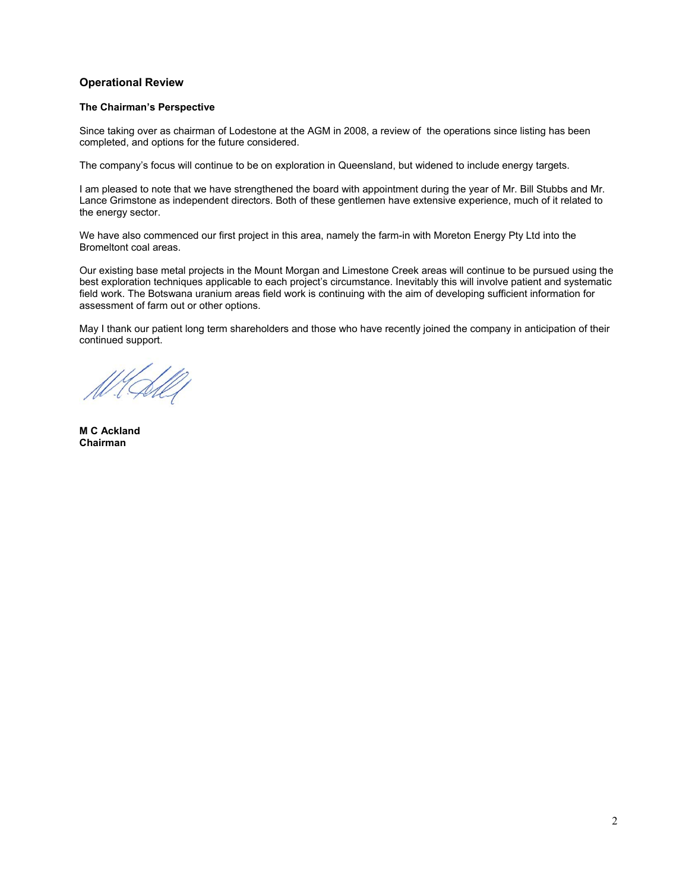## Operational Review

### The Chairman's Perspective

Since taking over as chairman of Lodestone at the AGM in 2008, a review of the operations since listing has been completed, and options for the future considered.

The company's focus will continue to be on exploration in Queensland, but widened to include energy targets.

I am pleased to note that we have strengthened the board with appointment during the year of Mr. Bill Stubbs and Mr. Lance Grimstone as independent directors. Both of these gentlemen have extensive experience, much of it related to the energy sector.

We have also commenced our first project in this area, namely the farm-in with Moreton Energy Pty Ltd into the Bromeltont coal areas.

Our existing base metal projects in the Mount Morgan and Limestone Creek areas will continue to be pursued using the best exploration techniques applicable to each project's circumstance. Inevitably this will involve patient and systematic field work. The Botswana uranium areas field work is continuing with the aim of developing sufficient information for assessment of farm out or other options.

May I thank our patient long term shareholders and those who have recently joined the company in anticipation of their continued support.

**M C Ackland**
**Chairman**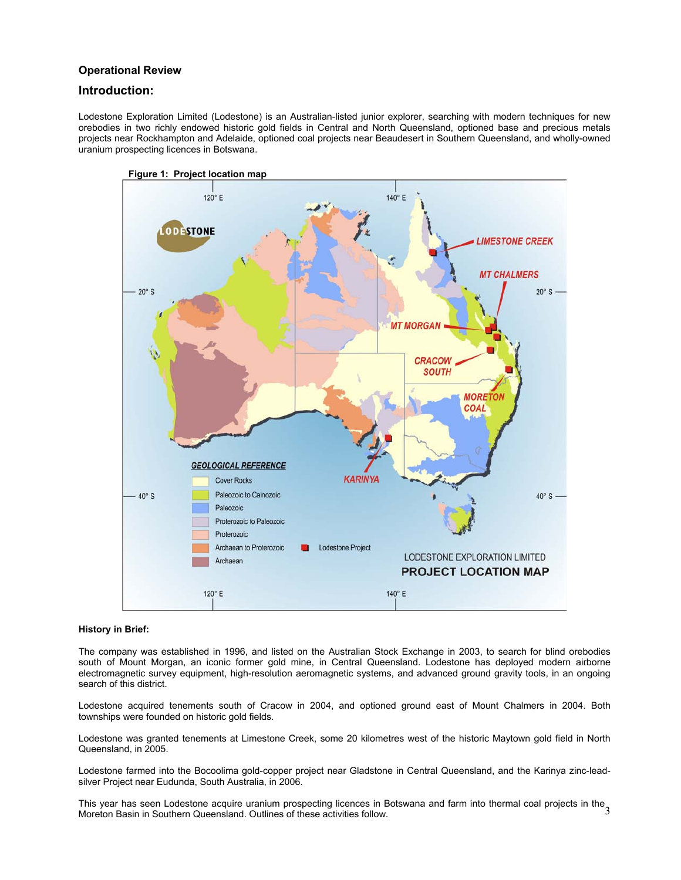## Operational Review

## Introduction:

Lodestone Exploration Limited (Lodestone) is an Australian-listed junior explorer, searching with modern techniques for new orebodies in two richly endowed historic gold fields in Central and North Queensland, optioned base and precious metals projects near Rockhampton and Adelaide, optioned coal projects near Beaudesert in Southern Queensland, and wholly-owned uranium prospecting licences in Botswana.

**Figure 1: Project location map**

**History in Brief:**

The company was established in 1996, and listed on the Australian Stock Exchange in 2003, to search for blind orebodies south of Mount Morgan, an iconic former gold mine, in Central Queensland. Lodestone has deployed modern airborne electromagnetic survey equipment, high-resolution aeromagnetic systems, and advanced ground gravity tools, in an ongoing search of this district.

Lodestone acquired tenements south of Cracow in 2004, and optioned ground east of Mount Chalmers in 2004. Both townships were founded on historic gold fields.

Lodestone was granted tenements at Limestone Creek, some 20 kilometres west of the historic Maytown gold field in North Queensland, in 2005.

Lodestone farmed into the Bocoolima gold-copper project near Gladstone in Central Queensland, and the Karinya zinc-lead-silver Project near Eudunda, South Australia, in 2006.

This year has seen Lodestone acquire uranium prospecting licences in Botswana and farm into thermal coal projects in the Moreton Basin in Southern Queensland. Outlines of these activities follow.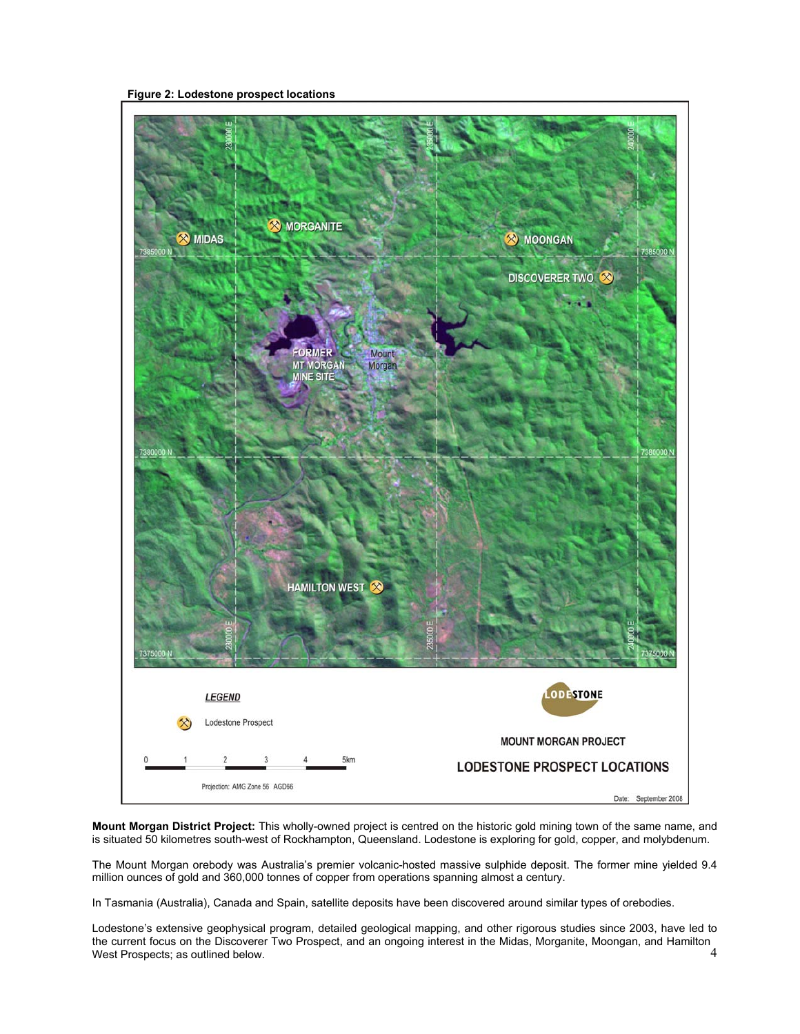**Figure 2: Lodestone prospect locations**

**Mount Morgan District Project:** This wholly-owned project is centred on the historic gold mining town of the same name, and is situated 50 kilometres south-west of Rockhampton, Queensland. Lodestone is exploring for gold, copper, and molybdenum.

The Mount Morgan orebody was Australia's premier volcanic-hosted massive sulphide deposit. The former mine yielded 9.4 million ounces of gold and 360,000 tonnes of copper from operations spanning almost a century.

In Tasmania (Australia), Canada and Spain, satellite deposits have been discovered around similar types of orebodies.

Lodestone's extensive geophysical program, detailed geological mapping, and other rigorous studies since 2003, have led to the current focus on the Discoverer Two Prospect, and an ongoing interest in the Midas, Morganite, Moongan, and Hamilton West Prospects; as outlined below.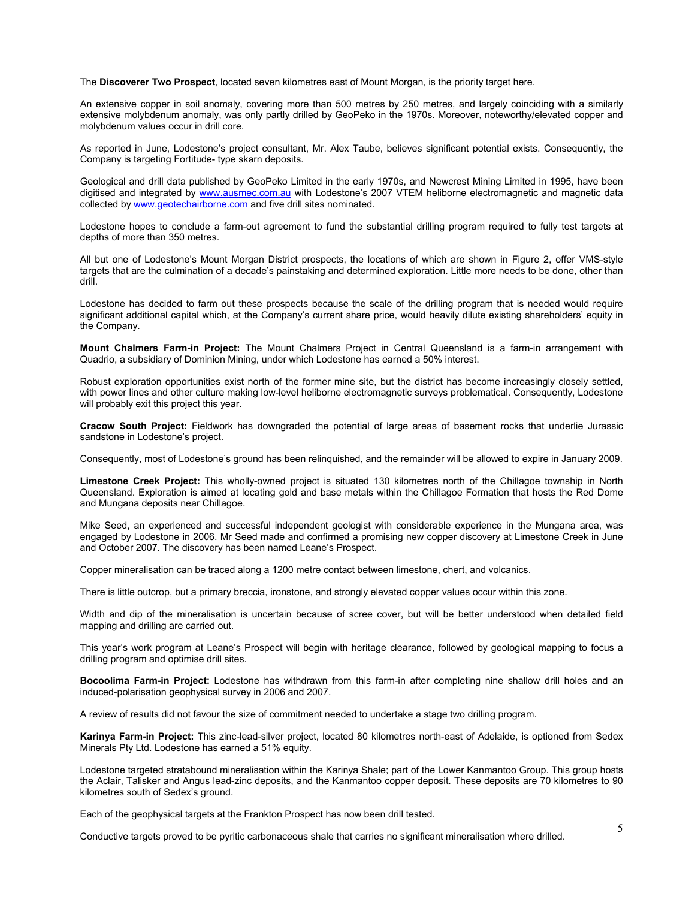The **Discoverer Two Prospect**, located seven kilometres east of Mount Morgan, is the priority target here.

An extensive copper in soil anomaly, covering more than 500 metres by 250 metres, and largely coinciding with a similarly extensive molybdenum anomaly, was only partly drilled by GeoPeko in the 1970s. Moreover, noteworthy/elevated copper and molybdenum values occur in drill core.

As reported in June, Lodestone's project consultant, Mr. Alex Taube, believes significant potential exists. Consequently, the Company is targeting Fortitude- type skarn deposits.

Geological and drill data published by GeoPeko Limited in the early 1970s, and Newcrest Mining Limited in 1995, have been digitised and integrated by www.ausmec.com.au with Lodestone's 2007 VTEM heliborne electromagnetic and magnetic data collected by www.geotechairborne.com and five drill sites nominated.

Lodestone hopes to conclude a farm-out agreement to fund the substantial drilling program required to fully test targets at depths of more than 350 metres.

All but one of Lodestone's Mount Morgan District prospects, the locations of which are shown in Figure 2, offer VMS-style targets that are the culmination of a decade's painstaking and determined exploration. Little more needs to be done, other than drill.

Lodestone has decided to farm out these prospects because the scale of the drilling program that is needed would require significant additional capital which, at the Company's current share price, would heavily dilute existing shareholders' equity in the Company.

**Mount Chalmers Farm-in Project:** The Mount Chalmers Project in Central Queensland is a farm-in arrangement with Quadrio, a subsidiary of Dominion Mining, under which Lodestone has earned a 50% interest.

Robust exploration opportunities exist north of the former mine site, but the district has become increasingly closely settled, with power lines and other culture making low-level heliborne electromagnetic surveys problematical. Consequently, Lodestone will probably exit this project this year.

**Cracow South Project:** Fieldwork has downgraded the potential of large areas of basement rocks that underlie Jurassic sandstone in Lodestone's project.

Consequently, most of Lodestone's ground has been relinquished, and the remainder will be allowed to expire in January 2009.

**Limestone Creek Project:** This wholly-owned project is situated 130 kilometres north of the Chillagoe township in North Queensland. Exploration is aimed at locating gold and base metals within the Chillagoe Formation that hosts the Red Dome and Mungana deposits near Chillagoe.

Mike Seed, an experienced and successful independent geologist with considerable experience in the Mungana area, was engaged by Lodestone in 2006. Mr Seed made and confirmed a promising new copper discovery at Limestone Creek in June and October 2007. The discovery has been named Leane's Prospect.

Copper mineralisation can be traced along a 1200 metre contact between limestone, chert, and volcanics.

There is little outcrop, but a primary breccia, ironstone, and strongly elevated copper values occur within this zone.

Width and dip of the mineralisation is uncertain because of scree cover, but will be better understood when detailed field mapping and drilling are carried out.

This year's work program at Leane's Prospect will begin with heritage clearance, followed by geological mapping to focus a drilling program and optimise drill sites.

**Bocoolima Farm-in Project:** Lodestone has withdrawn from this farm-in after completing nine shallow drill holes and an induced-polarisation geophysical survey in 2006 and 2007.

A review of results did not favour the size of commitment needed to undertake a stage two drilling program.

**Karinya Farm-in Project:** This zinc-lead-silver project, located 80 kilometres north-east of Adelaide, is optioned from Sedex Minerals Pty Ltd. Lodestone has earned a 51% equity.

Lodestone targeted stratabound mineralisation within the Karinya Shale; part of the Lower Kanmantoo Group. This group hosts the Aclair, Talisker and Angus lead-zinc deposits, and the Kanmantoo copper deposit. These deposits are 70 kilometres to 90 kilometres south of Sedex's ground.

Each of the geophysical targets at the Frankton Prospect has now been drill tested.

Conductive targets proved to be pyritic carbonaceous shale that carries no significant mineralisation where drilled.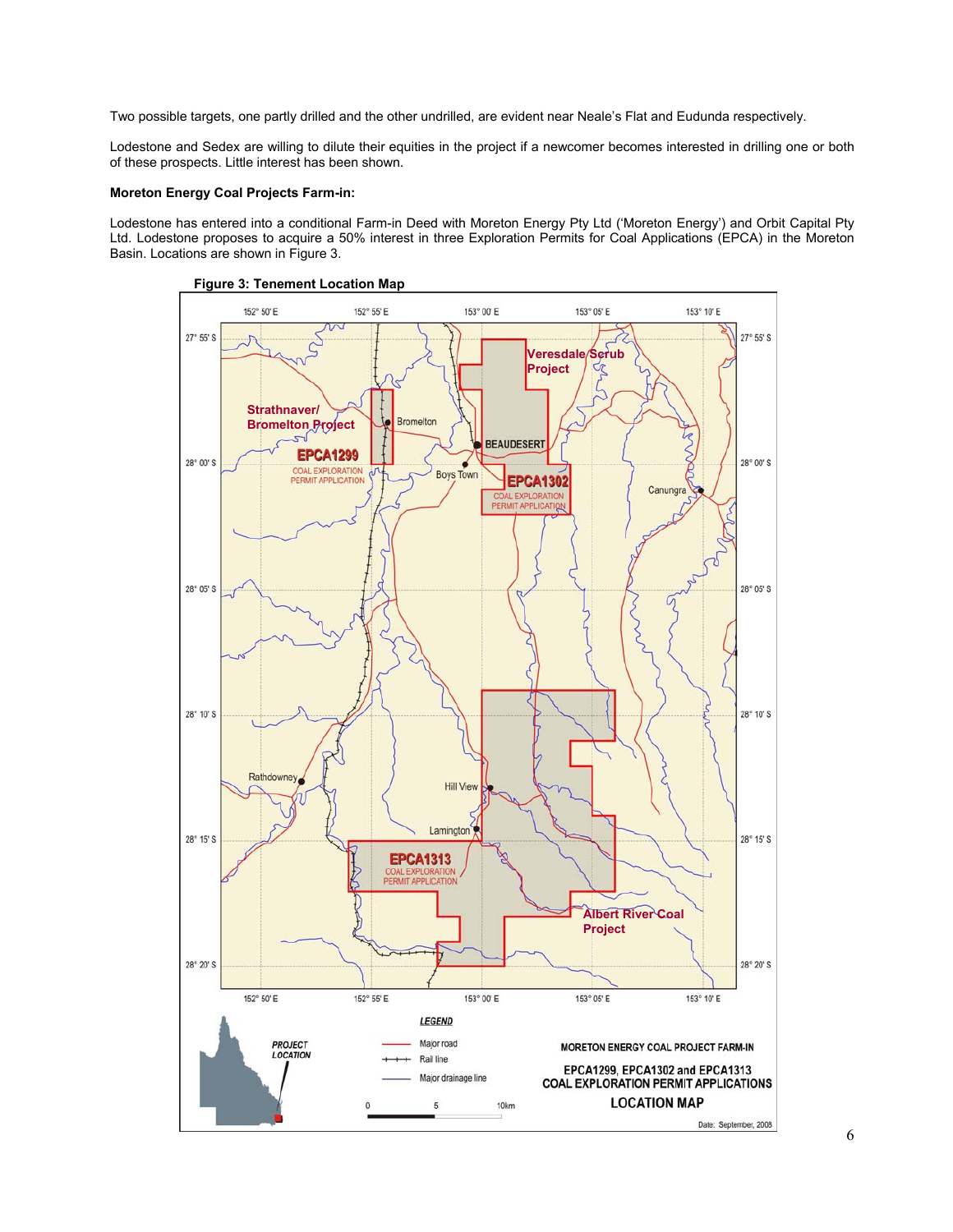Two possible targets, one partly drilled and the other undrilled, are evident near Neale's Flat and Eudunda respectively.

Lodestone and Sedex are willing to dilute their equities in the project if a newcomer becomes interested in drilling one or both of these prospects. Little interest has been shown.

**Moreton Energy Coal Projects Farm-in:**

Lodestone has entered into a conditional Farm-in Deed with Moreton Energy Pty Ltd ('Moreton Energy') and Orbit Capital Pty Ltd. Lodestone proposes to acquire a 50% interest in three Exploration Permits for Coal Applications (EPCA) in the Moreton Basin. Locations are shown in Figure 3.

**Figure 3: Tenement Location Map**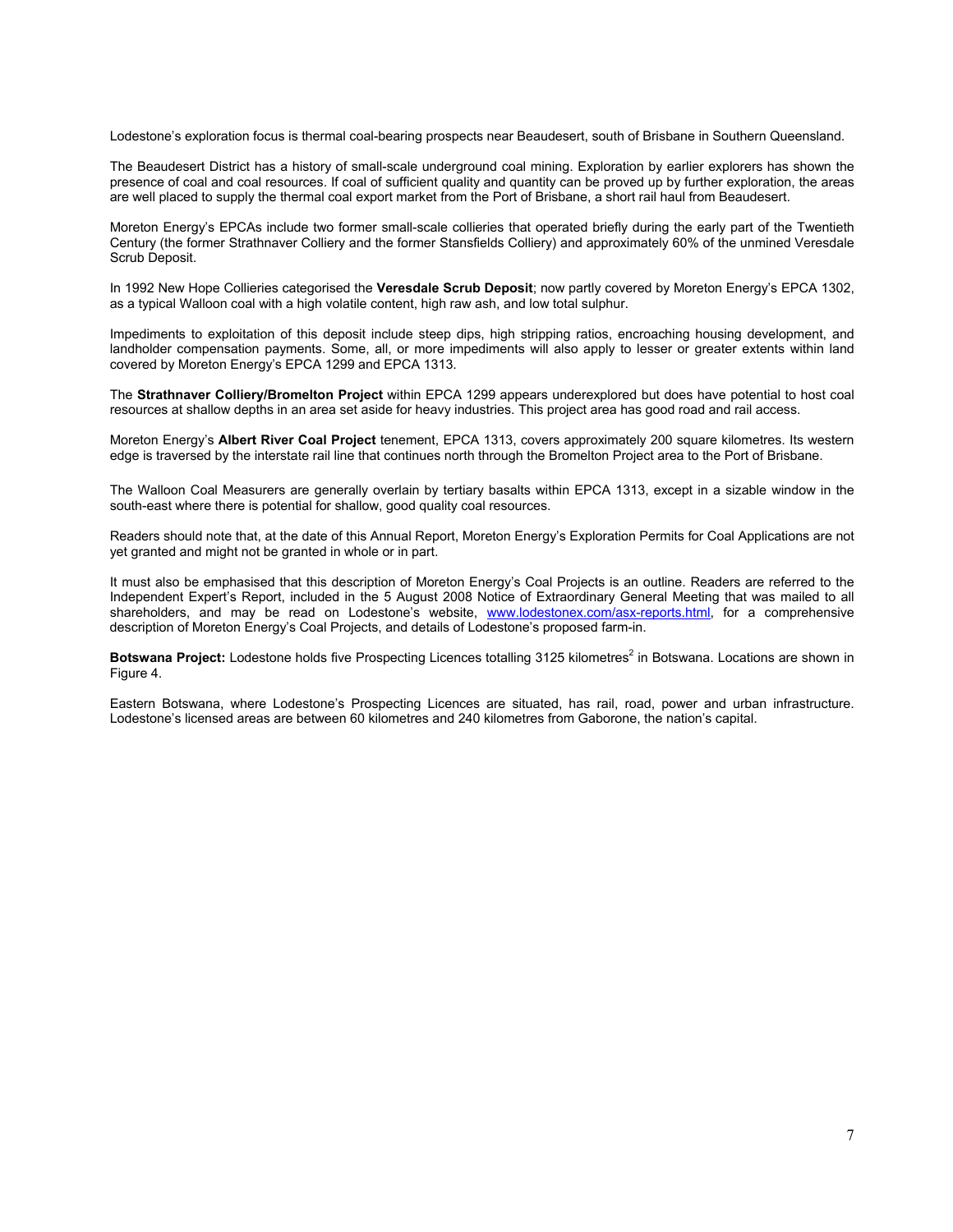Lodestone's exploration focus is thermal coal-bearing prospects near Beaudesert, south of Brisbane in Southern Queensland.

The Beaudesert District has a history of small-scale underground coal mining. Exploration by earlier explorers has shown the presence of coal and coal resources. If coal of sufficient quality and quantity can be proved up by further exploration, the areas are well placed to supply the thermal coal export market from the Port of Brisbane, a short rail haul from Beaudesert.

Moreton Energy's EPCAs include two former small-scale collieries that operated briefly during the early part of the Twentieth Century (the former Strathnaver Colliery and the former Stansfields Colliery) and approximately 60% of the unmined Veresdale Scrub Deposit.

In 1992 New Hope Collieries categorised the **Veresdale Scrub Deposit**; now partly covered by Moreton Energy's EPCA 1302, as a typical Walloon coal with a high volatile content, high raw ash, and low total sulphur.

Impediments to exploitation of this deposit include steep dips, high stripping ratios, encroaching housing development, and landholder compensation payments. Some, all, or more impediments will also apply to lesser or greater extents within land covered by Moreton Energy's EPCA 1299 and EPCA 1313.

The **Strathnaver Colliery/Bromelton Project** within EPCA 1299 appears underexplored but does have potential to host coal resources at shallow depths in an area set aside for heavy industries. This project area has good road and rail access.

Moreton Energy's **Albert River Coal Project** tenement, EPCA 1313, covers approximately 200 square kilometres. Its western edge is traversed by the interstate rail line that continues north through the Bromelton Project area to the Port of Brisbane.

The Walloon Coal Measurers are generally overlain by tertiary basalts within EPCA 1313, except in a sizable window in the south-east where there is potential for shallow, good quality coal resources.

Readers should note that, at the date of this Annual Report, Moreton Energy's Exploration Permits for Coal Applications are not yet granted and might not be granted in whole or in part.

It must also be emphasised that this description of Moreton Energy's Coal Projects is an outline. Readers are referred to the Independent Expert's Report, included in the 5 August 2008 Notice of Extraordinary General Meeting that was mailed to all shareholders, and may be read on Lodestone's website, www.lodestonex.com/asx-reports.html, for a comprehensive description of Moreton Energy's Coal Projects, and details of Lodestone's proposed farm-in.

**Botswana Project:** Lodestone holds five Prospecting Licences totalling 3125 kilometres$^2$ in Botswana. Locations are shown in Figure 4.

Eastern Botswana, where Lodestone's Prospecting Licences are situated, has rail, road, power and urban infrastructure. Lodestone's licensed areas are between 60 kilometres and 240 kilometres from Gaborone, the nation's capital.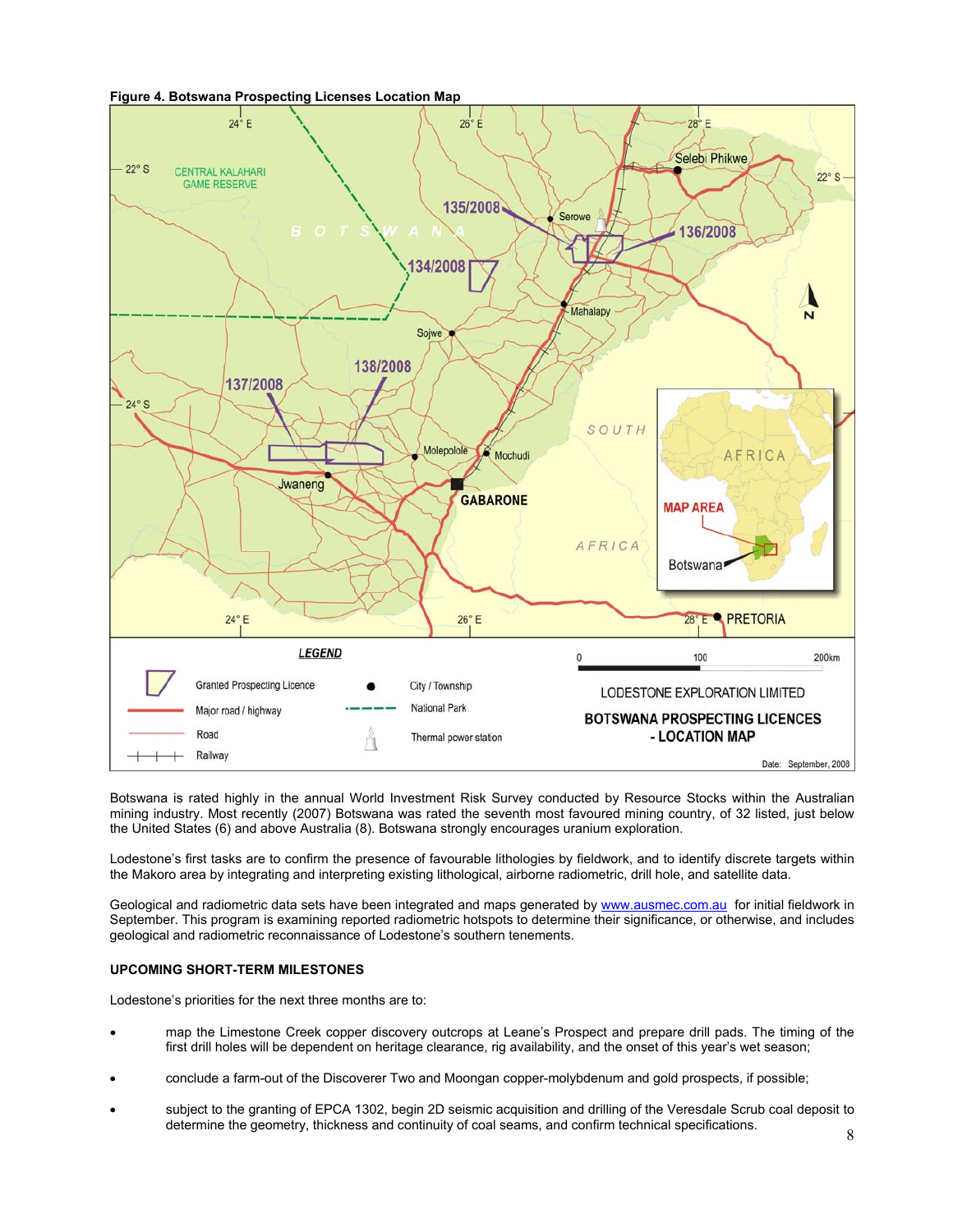**Figure 4. Botswana Prospecting Licenses Location Map**

Botswana is rated highly in the annual World Investment Risk Survey conducted by Resource Stocks within the Australian mining industry. Most recently (2007) Botswana was rated the seventh most favoured mining country, of 32 listed, just below the United States (6) and above Australia (8). Botswana strongly encourages uranium exploration.

Lodestone's first tasks are to confirm the presence of favourable lithologies by fieldwork, and to identify discrete targets within the Makoro area by integrating and interpreting existing lithological, airborne radiometric, drill hole, and satellite data.

Geological and radiometric data sets have been integrated and maps generated by www.ausmec.com.au for initial fieldwork in September. This program is examining reported radiometric hotspots to determine their significance, or otherwise, and includes geological and radiometric reconnaissance of Lodestone's southern tenements.

**UPCOMING SHORT-TERM MILESTONES**

Lodestone's priorities for the next three months are to:

- map the Limestone Creek copper discovery outcrops at Leane's Prospect and prepare drill pads. The timing of the first drill holes will be dependent on heritage clearance, rig availability, and the onset of this year's wet season;
- conclude a farm-out of the Discoverer Two and Moongan copper-molybdenum and gold prospects, if possible;
- subject to the granting of EPCA 1302, begin 2D seismic acquisition and drilling of the Veresdale Scrub coal deposit to determine the geometry, thickness and continuity of coal seams, and confirm technical specifications.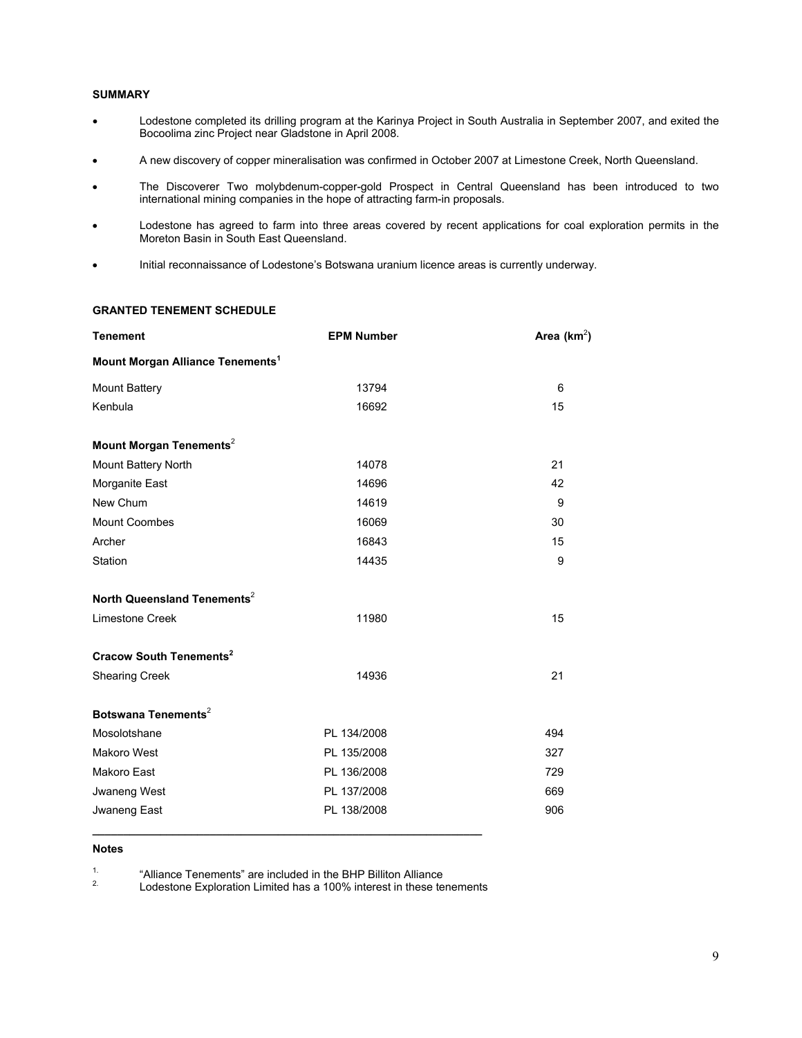## SUMMARY

- Lodestone completed its drilling program at the Karinya Project in South Australia in September 2007, and exited the Bocoolima zinc Project near Gladstone in April 2008.
- A new discovery of copper mineralisation was confirmed in October 2007 at Limestone Creek, North Queensland.
- The Discoverer Two molybdenum-copper-gold Prospect in Central Queensland has been introduced to two international mining companies in the hope of attracting farm-in proposals.
- Lodestone has agreed to farm into three areas covered by recent applications for coal exploration permits in the Moreton Basin in South East Queensland.
- Initial reconnaissance of Lodestone's Botswana uranium licence areas is currently underway.

## GRANTED TENEMENT SCHEDULE

| Tenement | EPM Number | Area ($km^2$) |
|---|---|---|
| **Mount Morgan Alliance Tenements[1]** | | |
| Mount Battery | 13794 | 6 |
| Kenbula | 16692 | 15 |
| **Mount Morgan Tenements[2]** | | |
| Mount Battery North | 14078 | 21 |
| Morganite East | 14696 | 42 |
| New Chum | 14619 | 9 |
| Mount Coombes | 16069 | 30 |
| Archer | 16843 | 15 |
| Station | 14435 | 9 |
| **North Queensland Tenements[2]** | | |
| Limestone Creek | 11980 | 15 |
| **Cracow South Tenements[2]** | | |
| Shearing Creek | 14936 | 21 |
| **Botswana Tenements[2]** | | |
| Mosolotshane | PL 134/2008 | 494 |
| Makoro West | PL 135/2008 | 327 |
| Makoro East | PL 136/2008 | 729 |
| Jwaneng West | PL 137/2008 | 669 |
| Jwaneng East | PL 138/2008 | 906 |

**Notes**

1. "Alliance Tenements" are included in the BHP Billiton Alliance
2. Lodestone Exploration Limited has a 100% interest in these tenements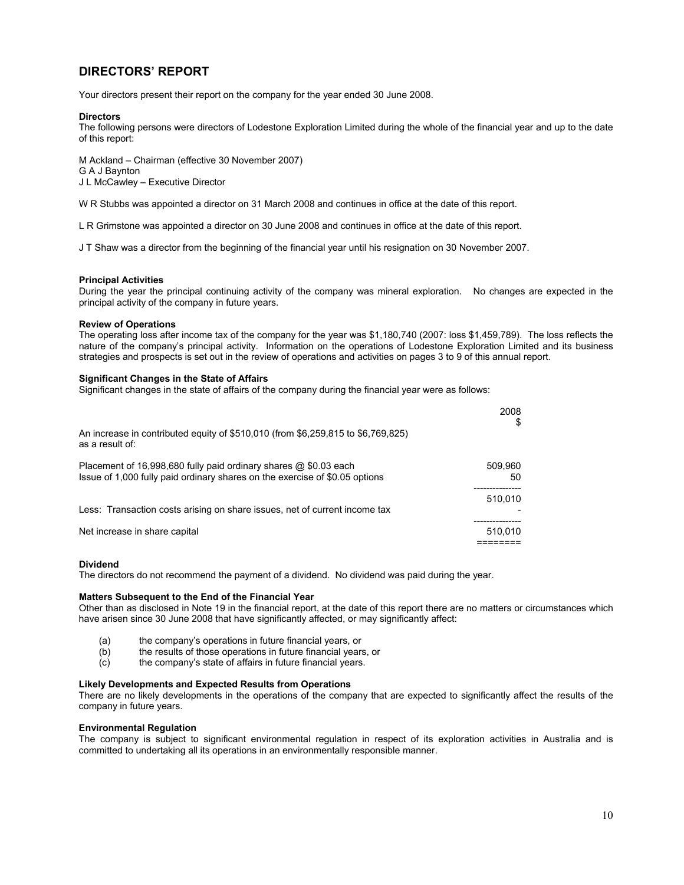# DIRECTORS' REPORT

Your directors present their report on the company for the year ended 30 June 2008.

**Directors**

The following persons were directors of Lodestone Exploration Limited during the whole of the financial year and up to the date of this report:

M Ackland – Chairman (effective 30 November 2007)
G A J Baynton
J L McCawley – Executive Director

W R Stubbs was appointed a director on 31 March 2008 and continues in office at the date of this report.

L R Grimstone was appointed a director on 30 June 2008 and continues in office at the date of this report.

J T Shaw was a director from the beginning of the financial year until his resignation on 30 November 2007.

**Principal Activities**

During the year the principal continuing activity of the company was mineral exploration. No changes are expected in the principal activity of the company in future years.

**Review of Operations**

The operating loss after income tax of the company for the year was $1,180,740 (2007: loss $1,459,789). The loss reflects the nature of the company's principal activity. Information on the operations of Lodestone Exploration Limited and its business strategies and prospects is set out in the review of operations and activities on pages 3 to 9 of this annual report.

**Significant Changes in the State of Affairs**

Significant changes in the state of affairs of the company during the financial year were as follows:

| | 2008 $ |
|---|---|
| An increase in contributed equity of $510,010 (from $6,259,815 to $6,769,825) as a result of: | |
| Placement of 16,998,680 fully paid ordinary shares @ $0.03 each | 509,960 |
| Issue of 1,000 fully paid ordinary shares on the exercise of $0.05 options | 50 |
| | 510,010 |
| Less: Transaction costs arising on share issues, net of current income tax | - |
| Net increase in share capital | 510,010 |

**Dividend**

The directors do not recommend the payment of a dividend. No dividend was paid during the year.

**Matters Subsequent to the End of the Financial Year**

Other than as disclosed in Note 19 in the financial report, at the date of this report there are no matters or circumstances which have arisen since 30 June 2008 that have significantly affected, or may significantly affect:

(a) the company's operations in future financial years, or
(b) the results of those operations in future financial years, or
(c) the company's state of affairs in future financial years.

**Likely Developments and Expected Results from Operations**

There are no likely developments in the operations of the company that are expected to significantly affect the results of the company in future years.

**Environmental Regulation**

The company is subject to significant environmental regulation in respect of its exploration activities in Australia and is committed to undertaking all its operations in an environmentally responsible manner.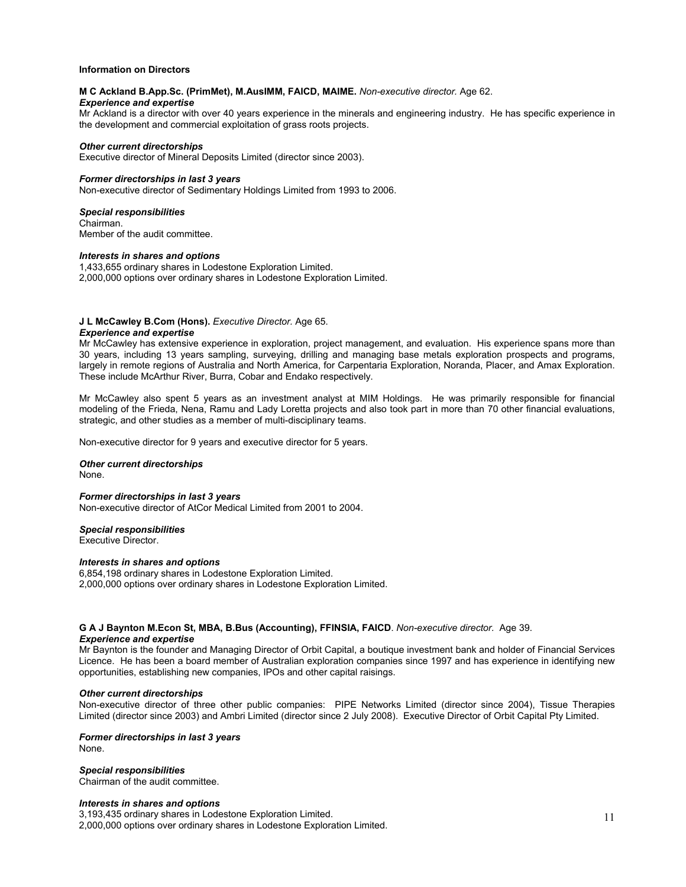## Information on Directors

**M C Ackland B.App.Sc. (PrimMet), M.AusIMM, FAICD, MAIME.** *Non-executive director.* Age 62.

***Experience and expertise***

Mr Ackland is a director with over 40 years experience in the minerals and engineering industry. He has specific experience in the development and commercial exploitation of grass roots projects.

***Other current directorships***

Executive director of Mineral Deposits Limited (director since 2003).

***Former directorships in last 3 years***

Non-executive director of Sedimentary Holdings Limited from 1993 to 2006.

***Special responsibilities***

Chairman.
Member of the audit committee.

***Interests in shares and options***

1,433,655 ordinary shares in Lodestone Exploration Limited.
2,000,000 options over ordinary shares in Lodestone Exploration Limited.

**J L McCawley B.Com (Hons).** *Executive Director.* Age 65.

***Experience and expertise***

Mr McCawley has extensive experience in exploration, project management, and evaluation. His experience spans more than 30 years, including 13 years sampling, surveying, drilling and managing base metals exploration prospects and programs, largely in remote regions of Australia and North America, for Carpentaria Exploration, Noranda, Placer, and Amax Exploration. These include McArthur River, Burra, Cobar and Endako respectively.

Mr McCawley also spent 5 years as an investment analyst at MIM Holdings. He was primarily responsible for financial modeling of the Frieda, Nena, Ramu and Lady Loretta projects and also took part in more than 70 other financial evaluations, strategic, and other studies as a member of multi-disciplinary teams.

Non-executive director for 9 years and executive director for 5 years.

***Other current directorships***

None.

***Former directorships in last 3 years***

Non-executive director of AtCor Medical Limited from 2001 to 2004.

***Special responsibilities***

Executive Director.

***Interests in shares and options***

6,854,198 ordinary shares in Lodestone Exploration Limited.
2,000,000 options over ordinary shares in Lodestone Exploration Limited.

**G A J Baynton M.Econ St, MBA, B.Bus (Accounting), FFINSIA, FAICD**. *Non-executive director.* Age 39.

***Experience and expertise***

Mr Baynton is the founder and Managing Director of Orbit Capital, a boutique investment bank and holder of Financial Services Licence. He has been a board member of Australian exploration companies since 1997 and has experience in identifying new opportunities, establishing new companies, IPOs and other capital raisings.

***Other current directorships***

Non-executive director of three other public companies: PIPE Networks Limited (director since 2004), Tissue Therapies Limited (director since 2003) and Ambri Limited (director since 2 July 2008). Executive Director of Orbit Capital Pty Limited.

***Former directorships in last 3 years***

None.

***Special responsibilities***

Chairman of the audit committee.

***Interests in shares and options***

3,193,435 ordinary shares in Lodestone Exploration Limited.
2,000,000 options over ordinary shares in Lodestone Exploration Limited.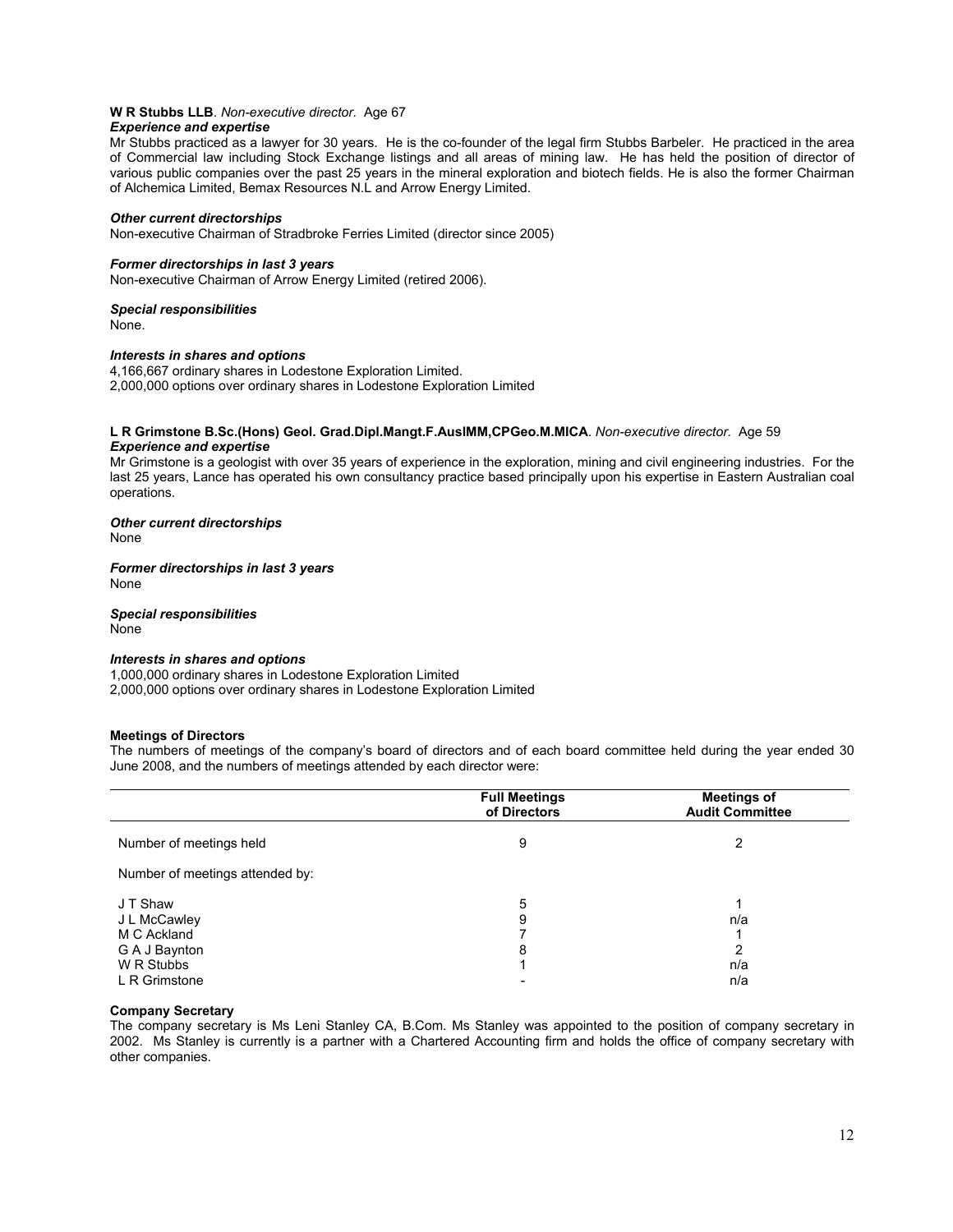**W R Stubbs LLB**. *Non-executive director.* Age 67

***Experience and expertise***

Mr Stubbs practiced as a lawyer for 30 years. He is the co-founder of the legal firm Stubbs Barbeler. He practiced in the area of Commercial law including Stock Exchange listings and all areas of mining law. He has held the position of director of various public companies over the past 25 years in the mineral exploration and biotech fields. He is also the former Chairman of Alchemica Limited, Bemax Resources N.L and Arrow Energy Limited.

***Other current directorships***

Non-executive Chairman of Stradbroke Ferries Limited (director since 2005)

***Former directorships in last 3 years***

Non-executive Chairman of Arrow Energy Limited (retired 2006).

***Special responsibilities***

None.

***Interests in shares and options***

4,166,667 ordinary shares in Lodestone Exploration Limited.
2,000,000 options over ordinary shares in Lodestone Exploration Limited

**L R Grimstone B.Sc.(Hons) Geol. Grad.Dipl.Mangt.F.AusIMM,CPGeo.M.MICA**. *Non-executive director.* Age 59

***Experience and expertise***

Mr Grimstone is a geologist with over 35 years of experience in the exploration, mining and civil engineering industries. For the last 25 years, Lance has operated his own consultancy practice based principally upon his expertise in Eastern Australian coal operations.

***Other current directorships***

None

***Former directorships in last 3 years***

None

***Special responsibilities***

None

***Interests in shares and options***

1,000,000 ordinary shares in Lodestone Exploration Limited
2,000,000 options over ordinary shares in Lodestone Exploration Limited

**Meetings of Directors**

The numbers of meetings of the company's board of directors and of each board committee held during the year ended 30 June 2008, and the numbers of meetings attended by each director were:

| | Full Meetings of Directors | Meetings of Audit Committee |
|---|---|---|
| Number of meetings held | 9 | 2 |
| Number of meetings attended by: | | |
| J T Shaw | 5 | 1 |
| J L McCawley | 9 | n/a |
| M C Ackland | 7 | 1 |
| G A J Baynton | 8 | 2 |
| W R Stubbs | 1 | n/a |
| L R Grimstone | - | n/a |

**Company Secretary**

The company secretary is Ms Leni Stanley CA, B.Com. Ms Stanley was appointed to the position of company secretary in 2002. Ms Stanley is currently is a partner with a Chartered Accounting firm and holds the office of company secretary with other companies.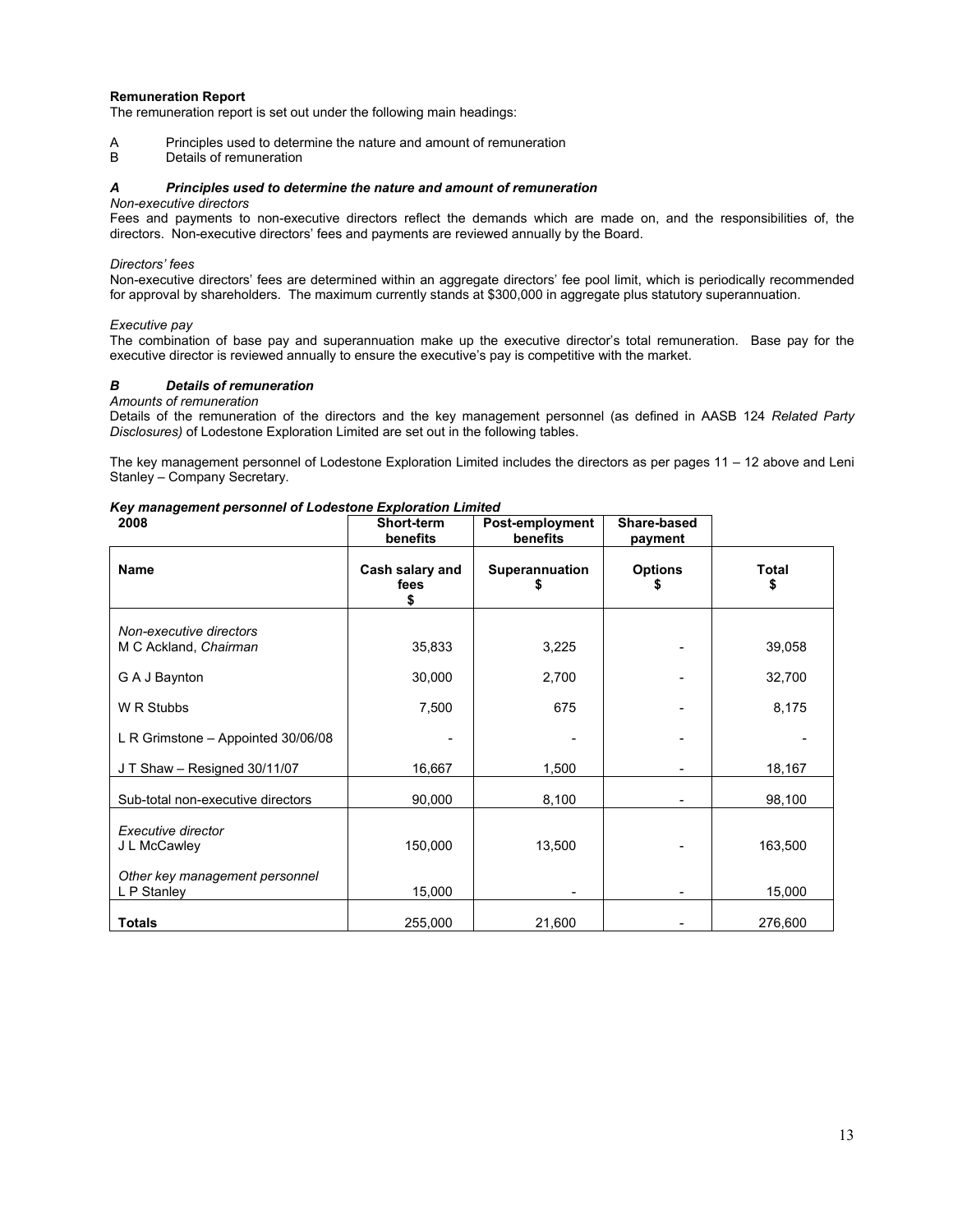**Remuneration Report**

The remuneration report is set out under the following main headings:

A Principles used to determine the nature and amount of remuneration
B Details of remuneration

### *A Principles used to determine the nature and amount of remuneration*

*Non-executive directors*

Fees and payments to non-executive directors reflect the demands which are made on, and the responsibilities of, the directors. Non-executive directors' fees and payments are reviewed annually by the Board.

*Directors' fees*

Non-executive directors' fees are determined within an aggregate directors' fee pool limit, which is periodically recommended for approval by shareholders. The maximum currently stands at $300,000 in aggregate plus statutory superannuation.

*Executive pay*

The combination of base pay and superannuation make up the executive director's total remuneration. Base pay for the executive director is reviewed annually to ensure the executive's pay is competitive with the market.

### *B Details of remuneration*

*Amounts of remuneration*

Details of the remuneration of the directors and the key management personnel (as defined in AASB 124 *Related Party Disclosures)* of Lodestone Exploration Limited are set out in the following tables.

The key management personnel of Lodestone Exploration Limited includes the directors as per pages 11 – 12 above and Leni Stanley – Company Secretary.

***Key management personnel of Lodestone Exploration Limited***

| 2008 | Short-term benefits | Post-employment benefits | Share-based payment | |
|---|---|---|---|---|
| **Name** | **Cash salary and fees $** | **Superannuation $** | **Options $** | **Total $** |
| *Non-executive directors* | | | | |
| M C Ackland, *Chairman* | 35,833 | 3,225 | - | 39,058 |
| G A J Baynton | 30,000 | 2,700 | - | 32,700 |
| W R Stubbs | 7,500 | 675 | - | 8,175 |
| L R Grimstone – Appointed 30/06/08 | - | - | - | - |
| J T Shaw – Resigned 30/11/07 | 16,667 | 1,500 | - | 18,167 |
| Sub-total non-executive directors | 90,000 | 8,100 | - | 98,100 |
| *Executive director* | | | | |
| J L McCawley | 150,000 | 13,500 | - | 163,500 |
| *Other key management personnel* | | | | |
| L P Stanley | 15,000 | - | - | 15,000 |
| **Totals** | 255,000 | 21,600 | - | 276,600 |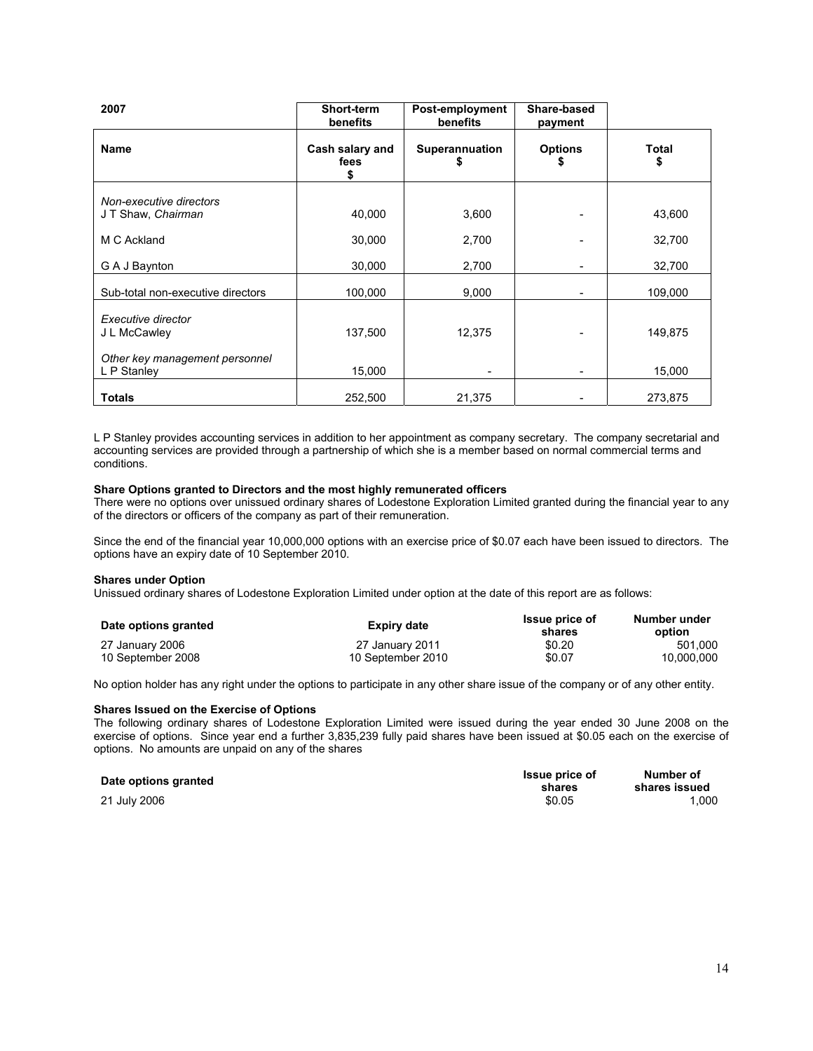| 2007 | Short-term benefits | Post-employment benefits | Share-based payment | |
|---|---|---|---|---|
| **Name** | **Cash salary and fees $** | **Superannuation $** | **Options $** | **Total $** |
| *Non-executive directors* | | | | |
| J T Shaw, *Chairman* | 40,000 | 3,600 | - | 43,600 |
| M C Ackland | 30,000 | 2,700 | - | 32,700 |
| G A J Baynton | 30,000 | 2,700 | - | 32,700 |
| Sub-total non-executive directors | 100,000 | 9,000 | - | 109,000 |
| *Executive director* | | | | |
| J L McCawley | 137,500 | 12,375 | - | 149,875 |
| *Other key management personnel* | | | | |
| L P Stanley | 15,000 | - | - | 15,000 |
| **Totals** | 252,500 | 21,375 | - | 273,875 |

L P Stanley provides accounting services in addition to her appointment as company secretary. The company secretarial and accounting services are provided through a partnership of which she is a member based on normal commercial terms and conditions.

**Share Options granted to Directors and the most highly remunerated officers**

There were no options over unissued ordinary shares of Lodestone Exploration Limited granted during the financial year to any of the directors or officers of the company as part of their remuneration.

Since the end of the financial year 10,000,000 options with an exercise price of $0.07 each have been issued to directors. The options have an expiry date of 10 September 2010.

**Shares under Option**

Unissued ordinary shares of Lodestone Exploration Limited under option at the date of this report are as follows:

| Date options granted | Expiry date | Issue price of shares | Number under option |
|---|---|---|---|
| 27 January 2006 | 27 January 2011 | $0.20 | 501,000 |
| 10 September 2008 | 10 September 2010 | $0.07 | 10,000,000 |

No option holder has any right under the options to participate in any other share issue of the company or of any other entity.

**Shares Issued on the Exercise of Options**

The following ordinary shares of Lodestone Exploration Limited were issued during the year ended 30 June 2008 on the exercise of options. Since year end a further 3,835,239 fully paid shares have been issued at $0.05 each on the exercise of options. No amounts are unpaid on any of the shares

| Date options granted | Issue price of shares | Number of shares issued |
|---|---|---|
| 21 July 2006 | $0.05 | 1,000 |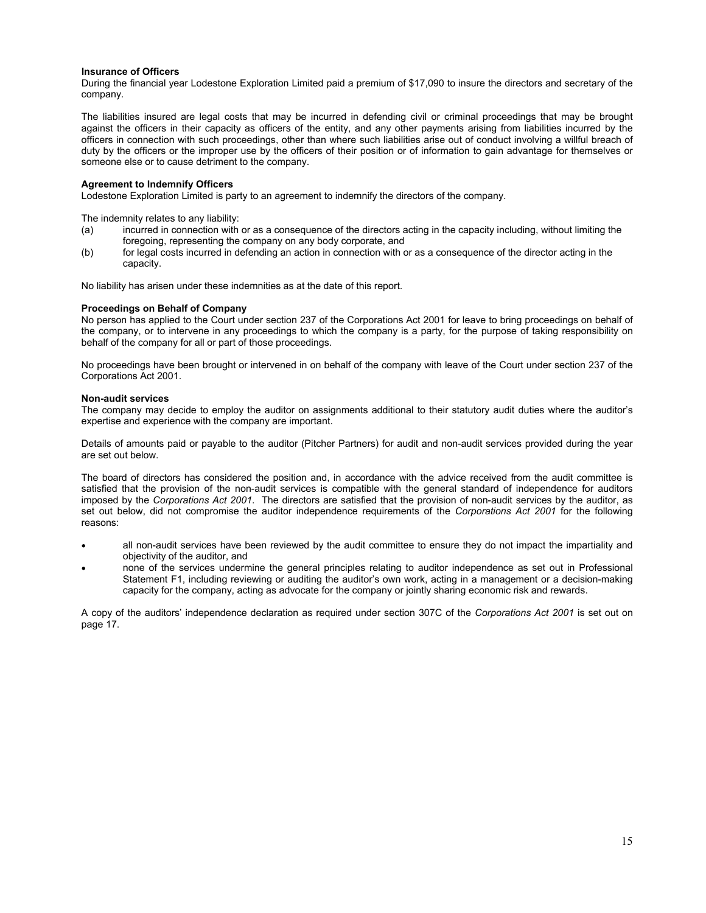**Insurance of Officers**

During the financial year Lodestone Exploration Limited paid a premium of $17,090 to insure the directors and secretary of the company.

The liabilities insured are legal costs that may be incurred in defending civil or criminal proceedings that may be brought against the officers in their capacity as officers of the entity, and any other payments arising from liabilities incurred by the officers in connection with such proceedings, other than where such liabilities arise out of conduct involving a willful breach of duty by the officers or the improper use by the officers of their position or of information to gain advantage for themselves or someone else or to cause detriment to the company.

**Agreement to Indemnify Officers**

Lodestone Exploration Limited is party to an agreement to indemnify the directors of the company.

The indemnity relates to any liability:

(a) incurred in connection with or as a consequence of the directors acting in the capacity including, without limiting the foregoing, representing the company on any body corporate, and

(b) for legal costs incurred in defending an action in connection with or as a consequence of the director acting in the capacity.

No liability has arisen under these indemnities as at the date of this report.

**Proceedings on Behalf of Company**

No person has applied to the Court under section 237 of the Corporations Act 2001 for leave to bring proceedings on behalf of the company, or to intervene in any proceedings to which the company is a party, for the purpose of taking responsibility on behalf of the company for all or part of those proceedings.

No proceedings have been brought or intervened in on behalf of the company with leave of the Court under section 237 of the Corporations Act 2001.

**Non-audit services**

The company may decide to employ the auditor on assignments additional to their statutory audit duties where the auditor's expertise and experience with the company are important.

Details of amounts paid or payable to the auditor (Pitcher Partners) for audit and non-audit services provided during the year are set out below.

The board of directors has considered the position and, in accordance with the advice received from the audit committee is satisfied that the provision of the non-audit services is compatible with the general standard of independence for auditors imposed by the *Corporations Act 2001*. The directors are satisfied that the provision of non-audit services by the auditor, as set out below, did not compromise the auditor independence requirements of the *Corporations Act 2001* for the following reasons:

- all non-audit services have been reviewed by the audit committee to ensure they do not impact the impartiality and objectivity of the auditor, and
- none of the services undermine the general principles relating to auditor independence as set out in Professional Statement F1, including reviewing or auditing the auditor's own work, acting in a management or a decision-making capacity for the company, acting as advocate for the company or jointly sharing economic risk and rewards.

A copy of the auditors' independence declaration as required under section 307C of the *Corporations Act 2001* is set out on page 17.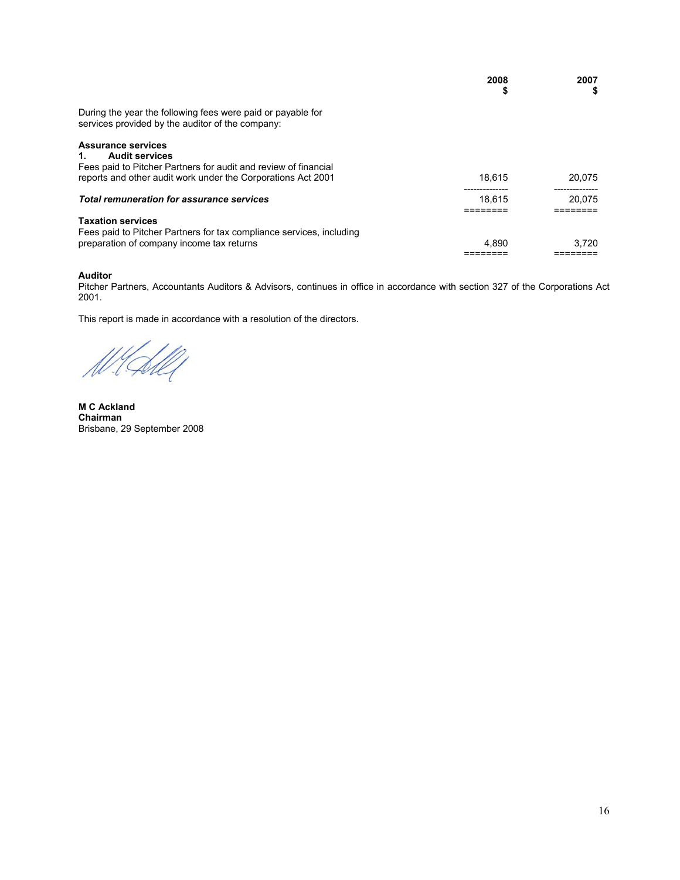| | 2008<br>$ | 2007<br>$ |
|---|---|---|
| During the year the following fees were paid or payable for services provided by the auditor of the company: | | |
| **Assurance services** | | |
| **1. Audit services** | | |
| Fees paid to Pitcher Partners for audit and review of financial reports and other audit work under the Corporations Act 2001 | 18,615 | 20,075 |
| ***Total remuneration for assurance services*** | 18,615 | 20,075 |
| **Taxation services** | | |
| Fees paid to Pitcher Partners for tax compliance services, including preparation of company income tax returns | 4,890 | 3,720 |

**Auditor**

Pitcher Partners, Accountants Auditors & Advisors, continues in office in accordance with section 327 of the Corporations Act 2001.

This report is made in accordance with a resolution of the directors.

**M C Ackland**
**Chairman**
Brisbane, 29 September 2008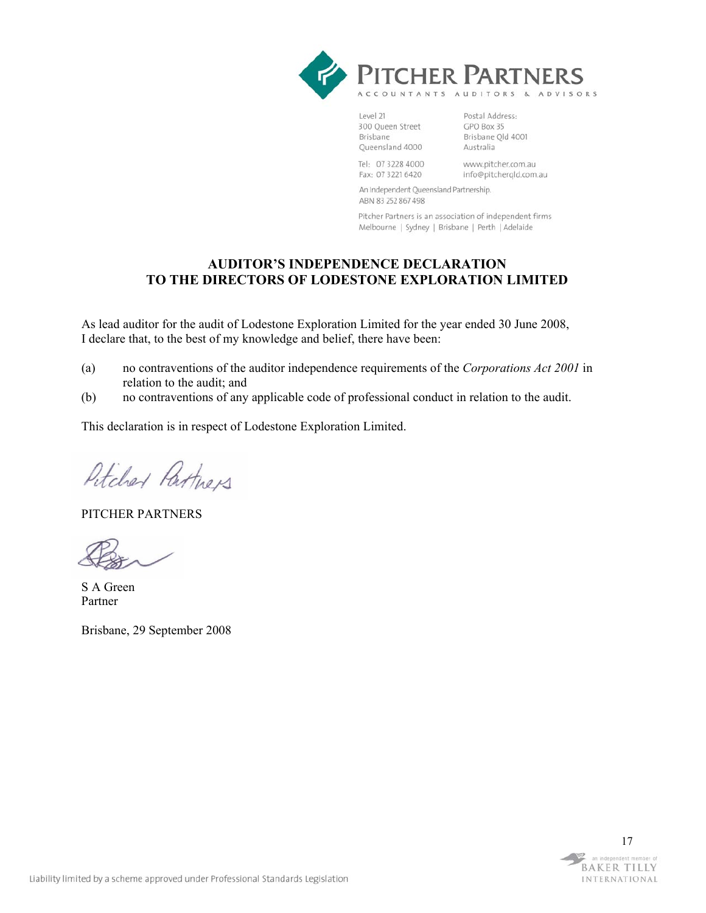PITCHER PARTNERS

ACCOUNTANTS AUDITORS & ADVISORS

Level 21
300 Queen Street
Brisbane
Queensland 4000

Postal Address:
GPO Box 35
Brisbane Qld 4001
Australia

Tel: 07 3228 4000
Fax: 07 3221 6420

www.pitcher.com.au
info@pitcherqld.com.au

An Independent Queensland Partnership.
ABN 83 252 867 498

Pitcher Partners is an association of independent firms
Melbourne | Sydney | Brisbane | Perth | Adelaide

## AUDITOR'S INDEPENDENCE DECLARATION
## TO THE DIRECTORS OF LODESTONE EXPLORATION LIMITED

As lead auditor for the audit of Lodestone Exploration Limited for the year ended 30 June 2008, I declare that, to the best of my knowledge and belief, there have been:

(a) no contraventions of the auditor independence requirements of the *Corporations Act 2001* in relation to the audit; and

(b) no contraventions of any applicable code of professional conduct in relation to the audit.

This declaration is in respect of Lodestone Exploration Limited.

PITCHER PARTNERS

S A Green
Partner

Brisbane, 29 September 2008

Liability limited by a scheme approved under Professional Standards Legislation

an independent member of BAKER TILLY INTERNATIONAL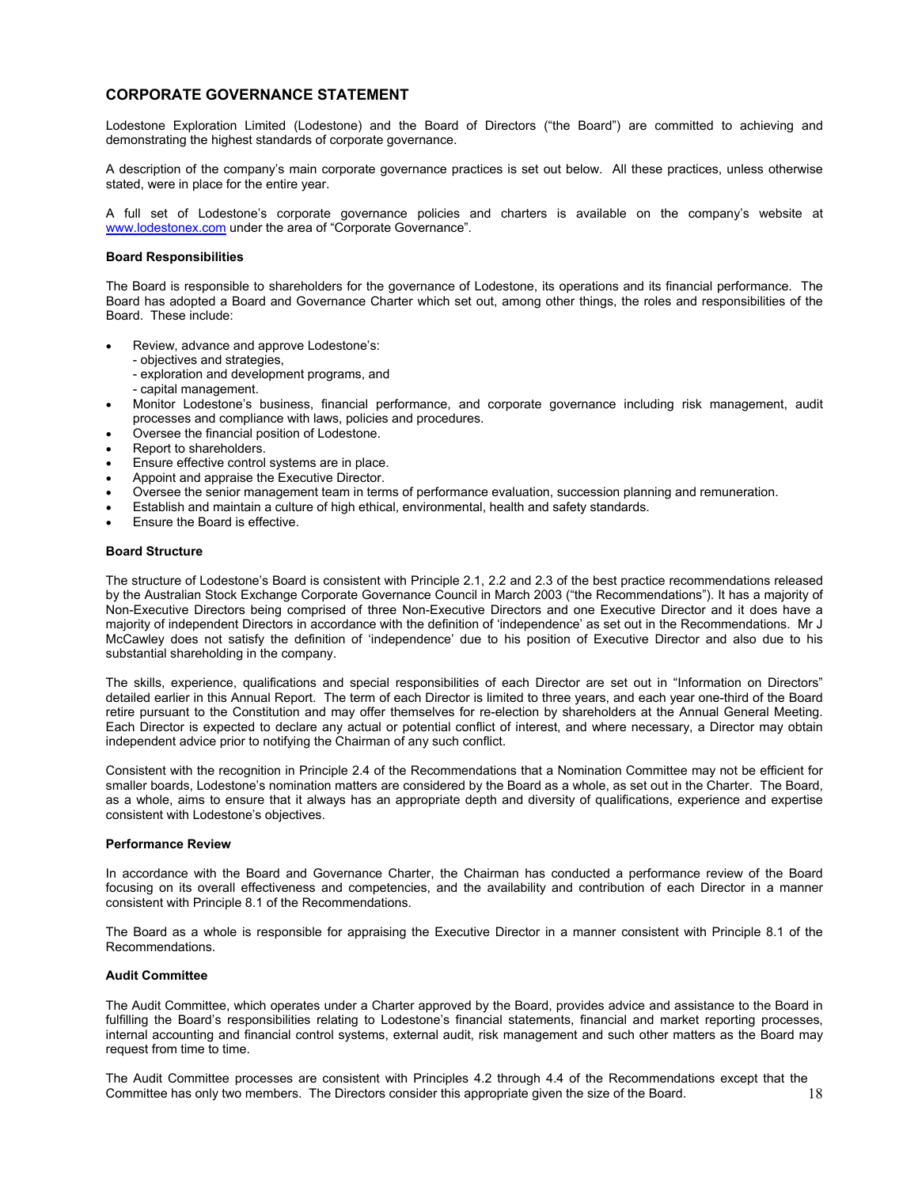## CORPORATE GOVERNANCE STATEMENT

Lodestone Exploration Limited (Lodestone) and the Board of Directors ("the Board") are committed to achieving and demonstrating the highest standards of corporate governance.

A description of the company's main corporate governance practices is set out below. All these practices, unless otherwise stated, were in place for the entire year.

A full set of Lodestone's corporate governance policies and charters is available on the company's website at www.lodestonex.com under the area of "Corporate Governance".

### Board Responsibilities

The Board is responsible to shareholders for the governance of Lodestone, its operations and its financial performance. The Board has adopted a Board and Governance Charter which set out, among other things, the roles and responsibilities of the Board. These include:

- Review, advance and approve Lodestone's:
  - objectives and strategies,
  - exploration and development programs, and
  - capital management.
- Monitor Lodestone's business, financial performance, and corporate governance including risk management, audit processes and compliance with laws, policies and procedures.
- Oversee the financial position of Lodestone.
- Report to shareholders.
- Ensure effective control systems are in place.
- Appoint and appraise the Executive Director.
- Oversee the senior management team in terms of performance evaluation, succession planning and remuneration.
- Establish and maintain a culture of high ethical, environmental, health and safety standards.
- Ensure the Board is effective.

### Board Structure

The structure of Lodestone's Board is consistent with Principle 2.1, 2.2 and 2.3 of the best practice recommendations released by the Australian Stock Exchange Corporate Governance Council in March 2003 ("the Recommendations"). It has a majority of Non-Executive Directors being comprised of three Non-Executive Directors and one Executive Director and it does have a majority of independent Directors in accordance with the definition of 'independence' as set out in the Recommendations. Mr J McCawley does not satisfy the definition of 'independence' due to his position of Executive Director and also due to his substantial shareholding in the company.

The skills, experience, qualifications and special responsibilities of each Director are set out in "Information on Directors" detailed earlier in this Annual Report. The term of each Director is limited to three years, and each year one-third of the Board retire pursuant to the Constitution and may offer themselves for re-election by shareholders at the Annual General Meeting. Each Director is expected to declare any actual or potential conflict of interest, and where necessary, a Director may obtain independent advice prior to notifying the Chairman of any such conflict.

Consistent with the recognition in Principle 2.4 of the Recommendations that a Nomination Committee may not be efficient for smaller boards, Lodestone's nomination matters are considered by the Board as a whole, as set out in the Charter. The Board, as a whole, aims to ensure that it always has an appropriate depth and diversity of qualifications, experience and expertise consistent with Lodestone's objectives.

### Performance Review

In accordance with the Board and Governance Charter, the Chairman has conducted a performance review of the Board focusing on its overall effectiveness and competencies, and the availability and contribution of each Director in a manner consistent with Principle 8.1 of the Recommendations.

The Board as a whole is responsible for appraising the Executive Director in a manner consistent with Principle 8.1 of the Recommendations.

### Audit Committee

The Audit Committee, which operates under a Charter approved by the Board, provides advice and assistance to the Board in fulfilling the Board's responsibilities relating to Lodestone's financial statements, financial and market reporting processes, internal accounting and financial control systems, external audit, risk management and such other matters as the Board may request from time to time.

The Audit Committee processes are consistent with Principles 4.2 through 4.4 of the Recommendations except that the Committee has only two members. The Directors consider this appropriate given the size of the Board.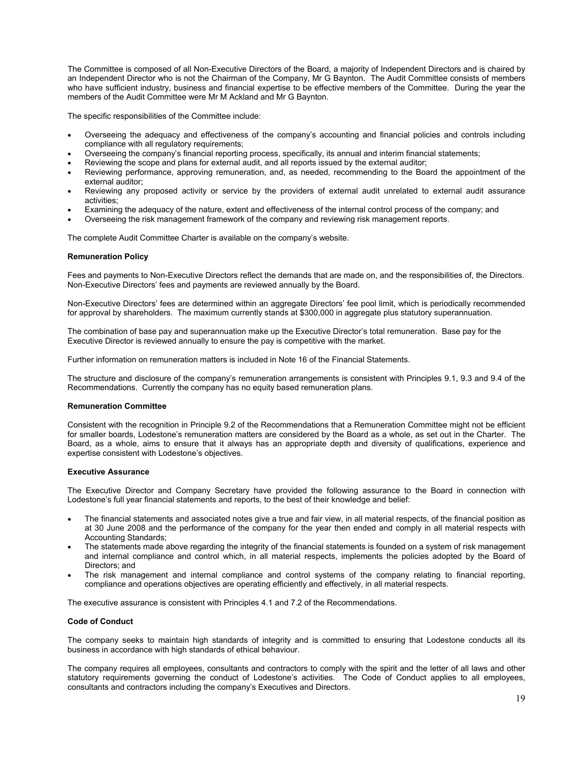The Committee is composed of all Non-Executive Directors of the Board, a majority of Independent Directors and is chaired by an Independent Director who is not the Chairman of the Company, Mr G Baynton. The Audit Committee consists of members who have sufficient industry, business and financial expertise to be effective members of the Committee. During the year the members of the Audit Committee were Mr M Ackland and Mr G Baynton.

The specific responsibilities of the Committee include:

- Overseeing the adequacy and effectiveness of the company's accounting and financial policies and controls including compliance with all regulatory requirements;
- Overseeing the company's financial reporting process, specifically, its annual and interim financial statements;
- Reviewing the scope and plans for external audit, and all reports issued by the external auditor;
- Reviewing performance, approving remuneration, and, as needed, recommending to the Board the appointment of the external auditor;
- Reviewing any proposed activity or service by the providers of external audit unrelated to external audit assurance activities;
- Examining the adequacy of the nature, extent and effectiveness of the internal control process of the company; and
- Overseeing the risk management framework of the company and reviewing risk management reports.

The complete Audit Committee Charter is available on the company's website.

**Remuneration Policy**

Fees and payments to Non-Executive Directors reflect the demands that are made on, and the responsibilities of, the Directors. Non-Executive Directors' fees and payments are reviewed annually by the Board.

Non-Executive Directors' fees are determined within an aggregate Directors' fee pool limit, which is periodically recommended for approval by shareholders. The maximum currently stands at $300,000 in aggregate plus statutory superannuation.

The combination of base pay and superannuation make up the Executive Director's total remuneration. Base pay for the Executive Director is reviewed annually to ensure the pay is competitive with the market.

Further information on remuneration matters is included in Note 16 of the Financial Statements.

The structure and disclosure of the company's remuneration arrangements is consistent with Principles 9.1, 9.3 and 9.4 of the Recommendations. Currently the company has no equity based remuneration plans.

**Remuneration Committee**

Consistent with the recognition in Principle 9.2 of the Recommendations that a Remuneration Committee might not be efficient for smaller boards, Lodestone's remuneration matters are considered by the Board as a whole, as set out in the Charter. The Board, as a whole, aims to ensure that it always has an appropriate depth and diversity of qualifications, experience and expertise consistent with Lodestone's objectives.

**Executive Assurance**

The Executive Director and Company Secretary have provided the following assurance to the Board in connection with Lodestone's full year financial statements and reports, to the best of their knowledge and belief:

- The financial statements and associated notes give a true and fair view, in all material respects, of the financial position as at 30 June 2008 and the performance of the company for the year then ended and comply in all material respects with Accounting Standards;
- The statements made above regarding the integrity of the financial statements is founded on a system of risk management and internal compliance and control which, in all material respects, implements the policies adopted by the Board of Directors; and
- The risk management and internal compliance and control systems of the company relating to financial reporting, compliance and operations objectives are operating efficiently and effectively, in all material respects.

The executive assurance is consistent with Principles 4.1 and 7.2 of the Recommendations.

**Code of Conduct**

The company seeks to maintain high standards of integrity and is committed to ensuring that Lodestone conducts all its business in accordance with high standards of ethical behaviour.

The company requires all employees, consultants and contractors to comply with the spirit and the letter of all laws and other statutory requirements governing the conduct of Lodestone's activities. The Code of Conduct applies to all employees, consultants and contractors including the company's Executives and Directors.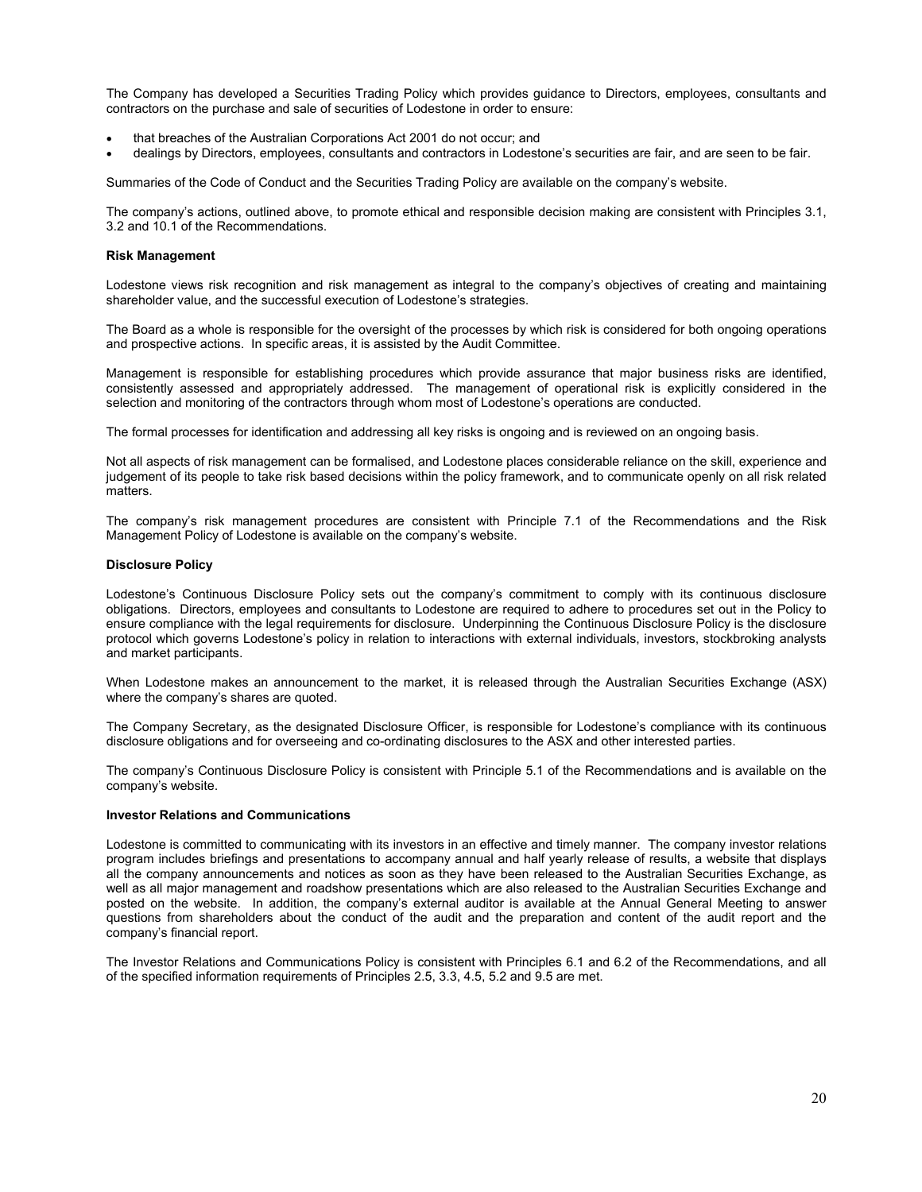The Company has developed a Securities Trading Policy which provides guidance to Directors, employees, consultants and contractors on the purchase and sale of securities of Lodestone in order to ensure:

- that breaches of the Australian Corporations Act 2001 do not occur; and
- dealings by Directors, employees, consultants and contractors in Lodestone's securities are fair, and are seen to be fair.

Summaries of the Code of Conduct and the Securities Trading Policy are available on the company's website.

The company's actions, outlined above, to promote ethical and responsible decision making are consistent with Principles 3.1, 3.2 and 10.1 of the Recommendations.

**Risk Management**

Lodestone views risk recognition and risk management as integral to the company's objectives of creating and maintaining shareholder value, and the successful execution of Lodestone's strategies.

The Board as a whole is responsible for the oversight of the processes by which risk is considered for both ongoing operations and prospective actions. In specific areas, it is assisted by the Audit Committee.

Management is responsible for establishing procedures which provide assurance that major business risks are identified, consistently assessed and appropriately addressed. The management of operational risk is explicitly considered in the selection and monitoring of the contractors through whom most of Lodestone's operations are conducted.

The formal processes for identification and addressing all key risks is ongoing and is reviewed on an ongoing basis.

Not all aspects of risk management can be formalised, and Lodestone places considerable reliance on the skill, experience and judgement of its people to take risk based decisions within the policy framework, and to communicate openly on all risk related matters.

The company's risk management procedures are consistent with Principle 7.1 of the Recommendations and the Risk Management Policy of Lodestone is available on the company's website.

**Disclosure Policy**

Lodestone's Continuous Disclosure Policy sets out the company's commitment to comply with its continuous disclosure obligations. Directors, employees and consultants to Lodestone are required to adhere to procedures set out in the Policy to ensure compliance with the legal requirements for disclosure. Underpinning the Continuous Disclosure Policy is the disclosure protocol which governs Lodestone's policy in relation to interactions with external individuals, investors, stockbroking analysts and market participants.

When Lodestone makes an announcement to the market, it is released through the Australian Securities Exchange (ASX) where the company's shares are quoted.

The Company Secretary, as the designated Disclosure Officer, is responsible for Lodestone's compliance with its continuous disclosure obligations and for overseeing and co-ordinating disclosures to the ASX and other interested parties.

The company's Continuous Disclosure Policy is consistent with Principle 5.1 of the Recommendations and is available on the company's website.

**Investor Relations and Communications**

Lodestone is committed to communicating with its investors in an effective and timely manner. The company investor relations program includes briefings and presentations to accompany annual and half yearly release of results, a website that displays all the company announcements and notices as soon as they have been released to the Australian Securities Exchange, as well as all major management and roadshow presentations which are also released to the Australian Securities Exchange and posted on the website. In addition, the company's external auditor is available at the Annual General Meeting to answer questions from shareholders about the conduct of the audit and the preparation and content of the audit report and the company's financial report.

The Investor Relations and Communications Policy is consistent with Principles 6.1 and 6.2 of the Recommendations, and all of the specified information requirements of Principles 2.5, 3.3, 4.5, 5.2 and 9.5 are met.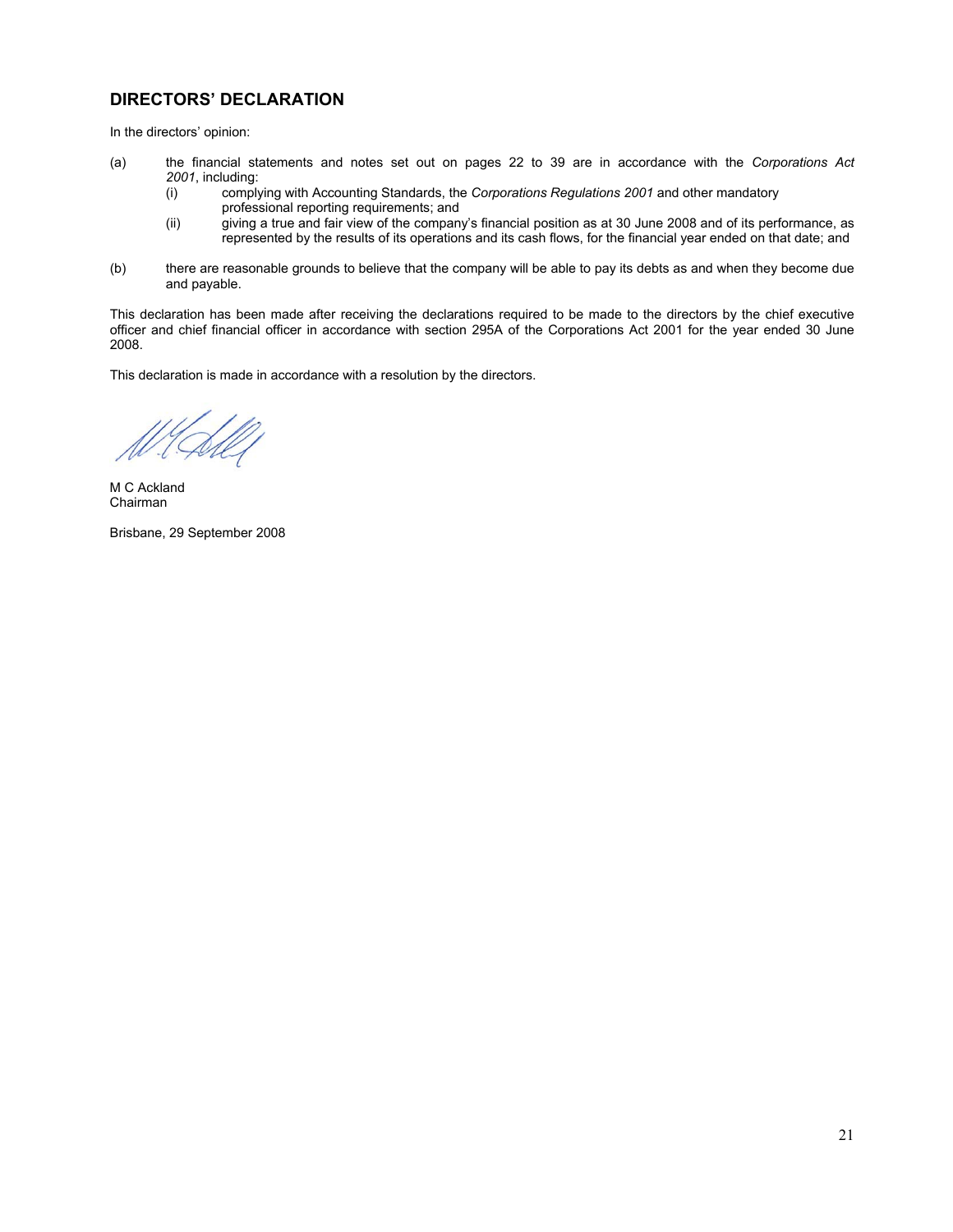## DIRECTORS' DECLARATION

In the directors' opinion:

(a) the financial statements and notes set out on pages 22 to 39 are in accordance with the *Corporations Act 2001*, including:
   (i) complying with Accounting Standards, the *Corporations Regulations 2001* and other mandatory professional reporting requirements; and
   (ii) giving a true and fair view of the company's financial position as at 30 June 2008 and of its performance, as represented by the results of its operations and its cash flows, for the financial year ended on that date; and

(b) there are reasonable grounds to believe that the company will be able to pay its debts as and when they become due and payable.

This declaration has been made after receiving the declarations required to be made to the directors by the chief executive officer and chief financial officer in accordance with section 295A of the Corporations Act 2001 for the year ended 30 June 2008.

This declaration is made in accordance with a resolution by the directors.

M C Ackland
Chairman

Brisbane, 29 September 2008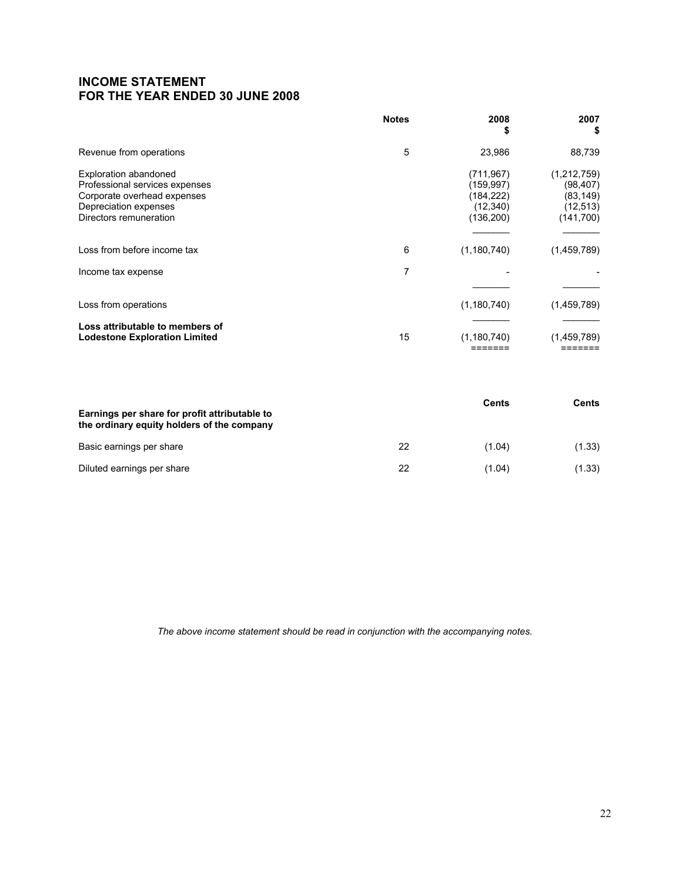## INCOME STATEMENT
## FOR THE YEAR ENDED 30 JUNE 2008

| | Notes | 2008 $ | 2007 $ |
|---|---|---|---|
| Revenue from operations | 5 | 23,986 | 88,739 |
| Exploration abandoned | | (711,967) | (1,212,759) |
| Professional services expenses | | (159,997) | (98,407) |
| Corporate overhead expenses | | (184,222) | (83,149) |
| Depreciation expenses | | (12,340) | (12,513) |
| Directors remuneration | | (136,200) | (141,700) |
| Loss from before income tax | 6 | (1,180,740) | (1,459,789) |
| Income tax expense | 7 | - | - |
| Loss from operations | | (1,180,740) | (1,459,789) |
| **Loss attributable to members of Lodestone Exploration Limited** | 15 | (1,180,740) | (1,459,789) |

| **Earnings per share for profit attributable to the ordinary equity holders of the company** | | **Cents** | **Cents** |
|---|---|---|---|
| Basic earnings per share | 22 | (1.04) | (1.33) |
| Diluted earnings per share | 22 | (1.04) | (1.33) |

*The above income statement should be read in conjunction with the accompanying notes.*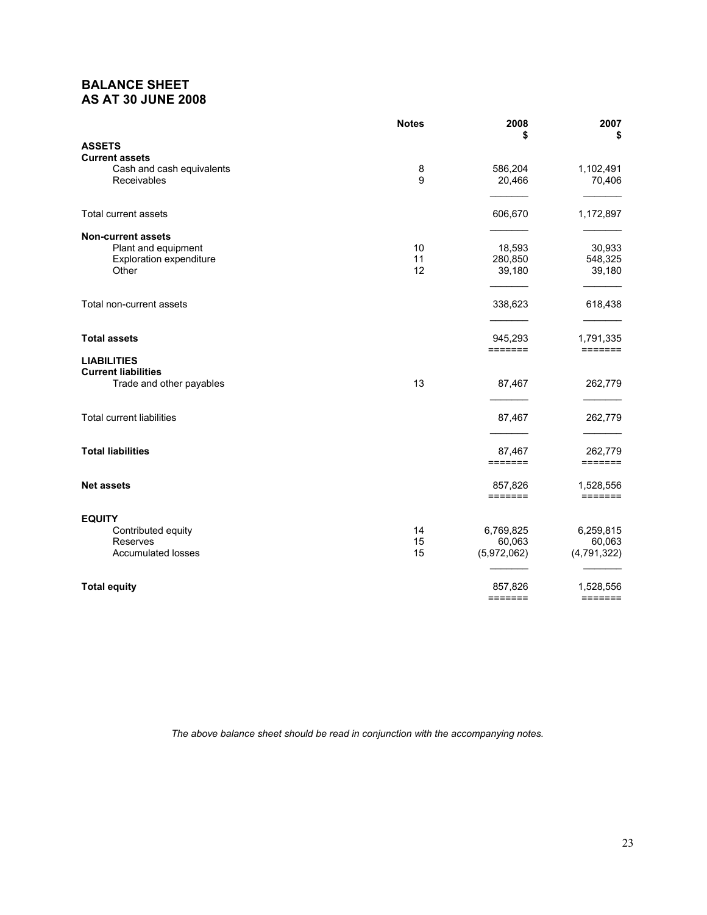# BALANCE SHEET
## AS AT 30 JUNE 2008

| | Notes | 2008<br>$ | 2007<br>$ |
|---|---|---|---|
| **ASSETS** | | | |
| **Current assets** | | | |
| Cash and cash equivalents | 8 | 586,204 | 1,102,491 |
| Receivables | 9 | 20,466 | 70,406 |
| Total current assets | | 606,670 | 1,172,897 |
| **Non-current assets** | | | |
| Plant and equipment | 10 | 18,593 | 30,933 |
| Exploration expenditure | 11 | 280,850 | 548,325 |
| Other | 12 | 39,180 | 39,180 |
| Total non-current assets | | 338,623 | 618,438 |
| **Total assets** | | 945,293 | 1,791,335 |
| **LIABILITIES** | | | |
| **Current liabilities** | | | |
| Trade and other payables | 13 | 87,467 | 262,779 |
| Total current liabilities | | 87,467 | 262,779 |
| **Total liabilities** | | 87,467 | 262,779 |
| **Net assets** | | 857,826 | 1,528,556 |
| **EQUITY** | | | |
| Contributed equity | 14 | 6,769,825 | 6,259,815 |
| Reserves | 15 | 60,063 | 60,063 |
| Accumulated losses | 15 | (5,972,062) | (4,791,322) |
| **Total equity** | | 857,826 | 1,528,556 |

*The above balance sheet should be read in conjunction with the accompanying notes.*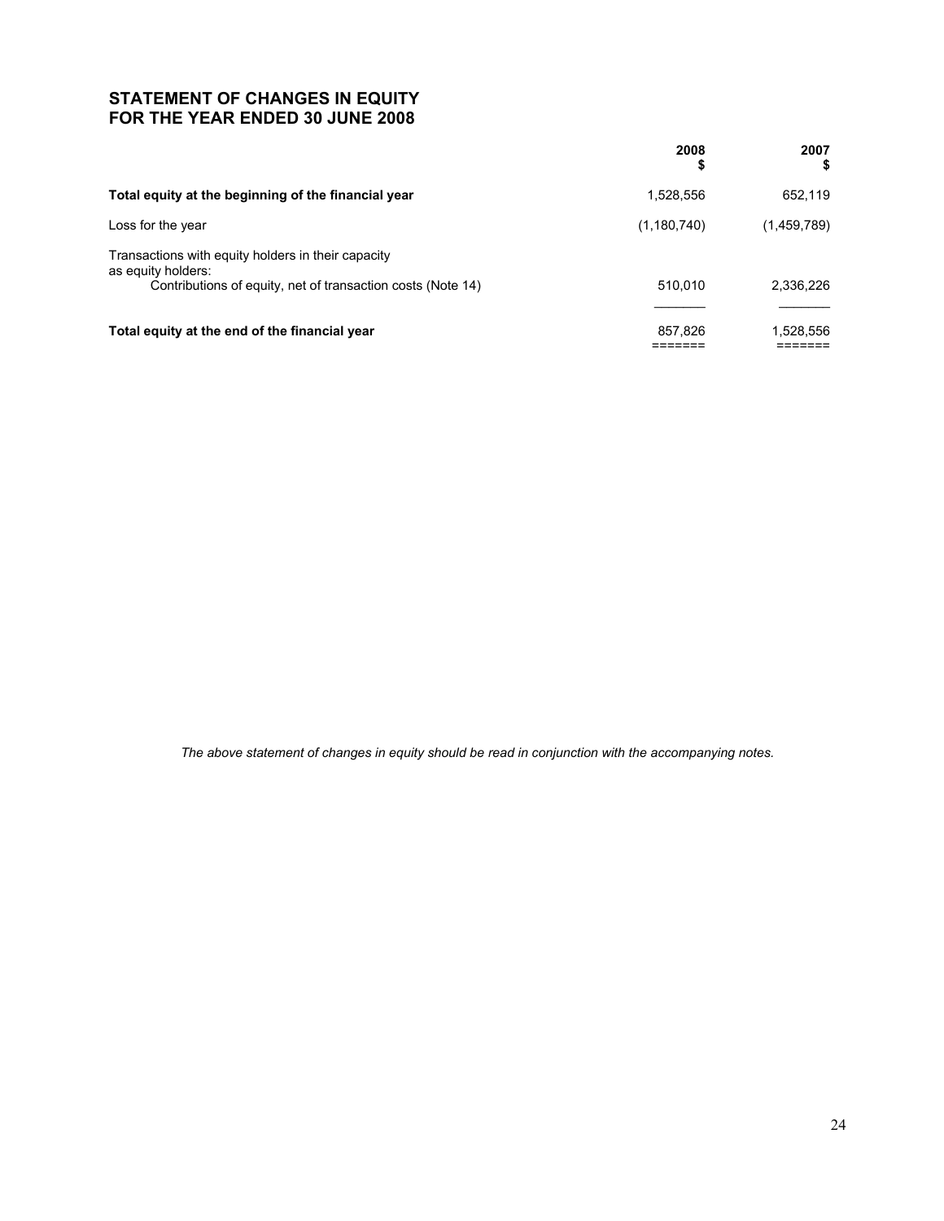# STATEMENT OF CHANGES IN EQUITY
# FOR THE YEAR ENDED 30 JUNE 2008

| | 2008<br>$ | 2007<br>$ |
|---|---|---|
| **Total equity at the beginning of the financial year** | 1,528,556 | 652,119 |
| Loss for the year | (1,180,740) | (1,459,789) |
| Transactions with equity holders in their capacity as equity holders: | | |
| Contributions of equity, net of transaction costs (Note 14) | 510,010 | 2,336,226 |
| **Total equity at the end of the financial year** | 857,826 | 1,528,556 |

*The above statement of changes in equity should be read in conjunction with the accompanying notes.*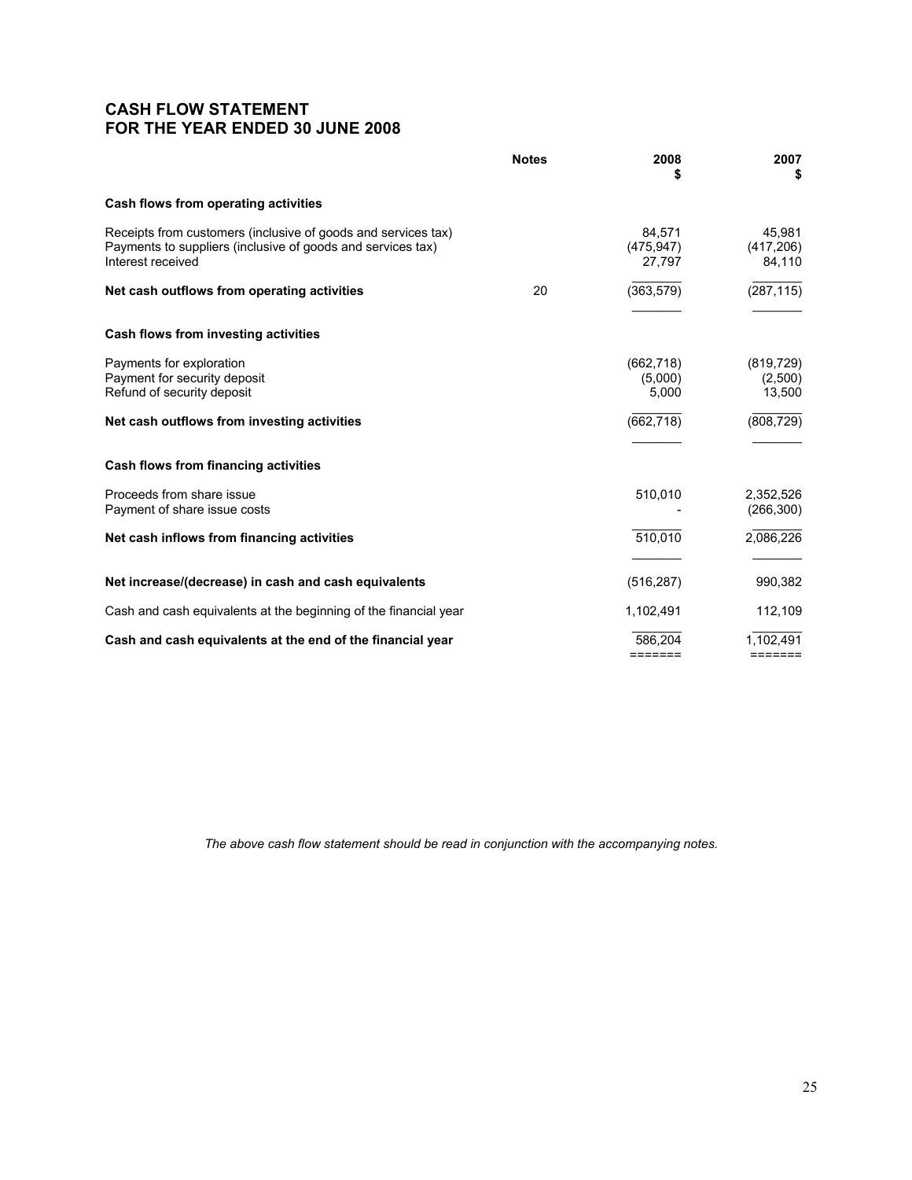# CASH FLOW STATEMENT
# FOR THE YEAR ENDED 30 JUNE 2008

| | Notes | 2008<br>$ | 2007<br>$ |
|---|---|---|---|
| **Cash flows from operating activities** | | | |
| Receipts from customers (inclusive of goods and services tax) | | 84,571 | 45,981 |
| Payments to suppliers (inclusive of goods and services tax) | | (475,947) | (417,206) |
| Interest received | | 27,797 | 84,110 |
| **Net cash outflows from operating activities** | 20 | (363,579) | (287,115) |
| **Cash flows from investing activities** | | | |
| Payments for exploration | | (662,718) | (819,729) |
| Payment for security deposit | | (5,000) | (2,500) |
| Refund of security deposit | | 5,000 | 13,500 |
| **Net cash outflows from investing activities** | | (662,718) | (808,729) |
| **Cash flows from financing activities** | | | |
| Proceeds from share issue | | 510,010 | 2,352,526 |
| Payment of share issue costs | | - | (266,300) |
| **Net cash inflows from financing activities** | | 510,010 | 2,086,226 |
| **Net increase/(decrease) in cash and cash equivalents** | | (516,287) | 990,382 |
| Cash and cash equivalents at the beginning of the financial year | | 1,102,491 | 112,109 |
| **Cash and cash equivalents at the end of the financial year** | | 586,204 | 1,102,491 |

*The above cash flow statement should be read in conjunction with the accompanying notes.*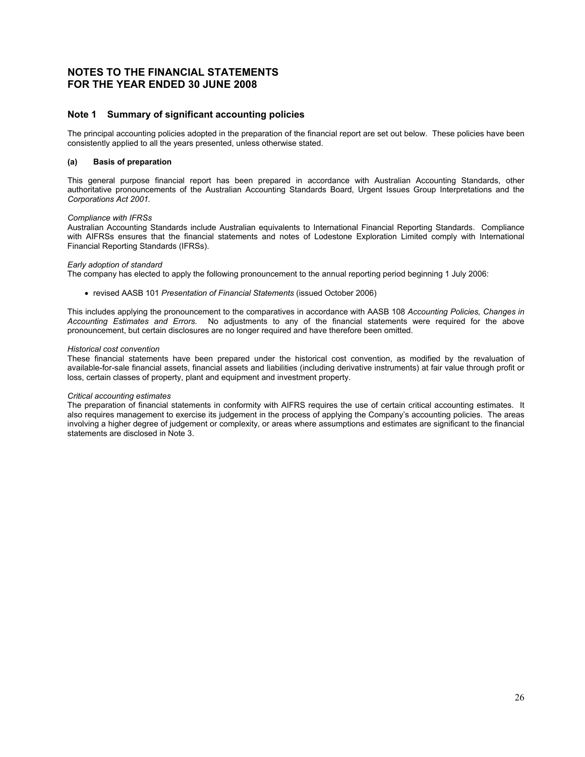# NOTES TO THE FINANCIAL STATEMENTS FOR THE YEAR ENDED 30 JUNE 2008

## Note 1 Summary of significant accounting policies

The principal accounting policies adopted in the preparation of the financial report are set out below. These policies have been consistently applied to all the years presented, unless otherwise stated.

### (a) Basis of preparation

This general purpose financial report has been prepared in accordance with Australian Accounting Standards, other authoritative pronouncements of the Australian Accounting Standards Board, Urgent Issues Group Interpretations and the *Corporations Act 2001.*

*Compliance with IFRSs*
Australian Accounting Standards include Australian equivalents to International Financial Reporting Standards. Compliance with AIFRSs ensures that the financial statements and notes of Lodestone Exploration Limited comply with International Financial Reporting Standards (IFRSs).

*Early adoption of standard*
The company has elected to apply the following pronouncement to the annual reporting period beginning 1 July 2006:

- revised AASB 101 *Presentation of Financial Statements* (issued October 2006)

This includes applying the pronouncement to the comparatives in accordance with AASB 108 *Accounting Policies, Changes in Accounting Estimates and Errors.* No adjustments to any of the financial statements were required for the above pronouncement, but certain disclosures are no longer required and have therefore been omitted.

*Historical cost convention*
These financial statements have been prepared under the historical cost convention, as modified by the revaluation of available-for-sale financial assets, financial assets and liabilities (including derivative instruments) at fair value through profit or loss, certain classes of property, plant and equipment and investment property.

*Critical accounting estimates*
The preparation of financial statements in conformity with AIFRS requires the use of certain critical accounting estimates. It also requires management to exercise its judgement in the process of applying the Company's accounting policies. The areas involving a higher degree of judgement or complexity, or areas where assumptions and estimates are significant to the financial statements are disclosed in Note 3.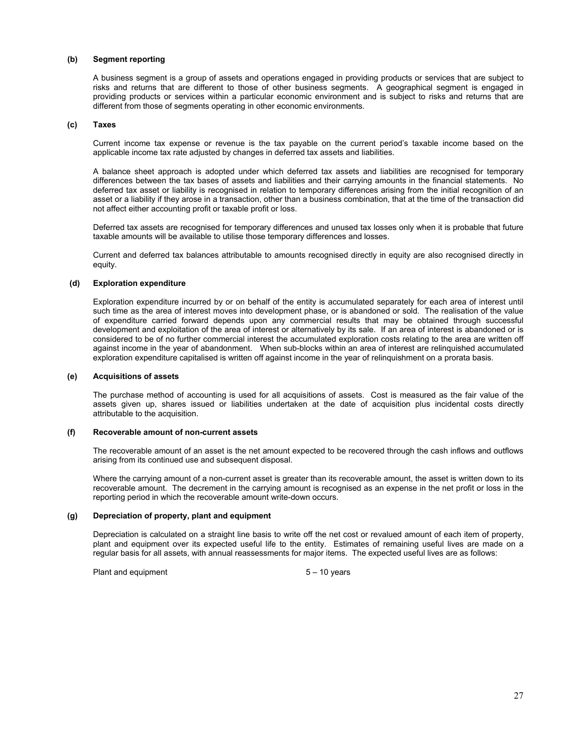**(b) Segment reporting**

A business segment is a group of assets and operations engaged in providing products or services that are subject to risks and returns that are different to those of other business segments. A geographical segment is engaged in providing products or services within a particular economic environment and is subject to risks and returns that are different from those of segments operating in other economic environments.

**(c) Taxes**

Current income tax expense or revenue is the tax payable on the current period's taxable income based on the applicable income tax rate adjusted by changes in deferred tax assets and liabilities.

A balance sheet approach is adopted under which deferred tax assets and liabilities are recognised for temporary differences between the tax bases of assets and liabilities and their carrying amounts in the financial statements. No deferred tax asset or liability is recognised in relation to temporary differences arising from the initial recognition of an asset or a liability if they arose in a transaction, other than a business combination, that at the time of the transaction did not affect either accounting profit or taxable profit or loss.

Deferred tax assets are recognised for temporary differences and unused tax losses only when it is probable that future taxable amounts will be available to utilise those temporary differences and losses.

Current and deferred tax balances attributable to amounts recognised directly in equity are also recognised directly in equity.

**(d) Exploration expenditure**

Exploration expenditure incurred by or on behalf of the entity is accumulated separately for each area of interest until such time as the area of interest moves into development phase, or is abandoned or sold. The realisation of the value of expenditure carried forward depends upon any commercial results that may be obtained through successful development and exploitation of the area of interest or alternatively by its sale. If an area of interest is abandoned or is considered to be of no further commercial interest the accumulated exploration costs relating to the area are written off against income in the year of abandonment. When sub-blocks within an area of interest are relinquished accumulated exploration expenditure capitalised is written off against income in the year of relinquishment on a prorata basis.

**(e) Acquisitions of assets**

The purchase method of accounting is used for all acquisitions of assets. Cost is measured as the fair value of the assets given up, shares issued or liabilities undertaken at the date of acquisition plus incidental costs directly attributable to the acquisition.

**(f) Recoverable amount of non-current assets**

The recoverable amount of an asset is the net amount expected to be recovered through the cash inflows and outflows arising from its continued use and subsequent disposal.

Where the carrying amount of a non-current asset is greater than its recoverable amount, the asset is written down to its recoverable amount. The decrement in the carrying amount is recognised as an expense in the net profit or loss in the reporting period in which the recoverable amount write-down occurs.

**(g) Depreciation of property, plant and equipment**

Depreciation is calculated on a straight line basis to write off the net cost or revalued amount of each item of property, plant and equipment over its expected useful life to the entity. Estimates of remaining useful lives are made on a regular basis for all assets, with annual reassessments for major items. The expected useful lives are as follows:

| | |
|---|---|
| Plant and equipment | 5 – 10 years |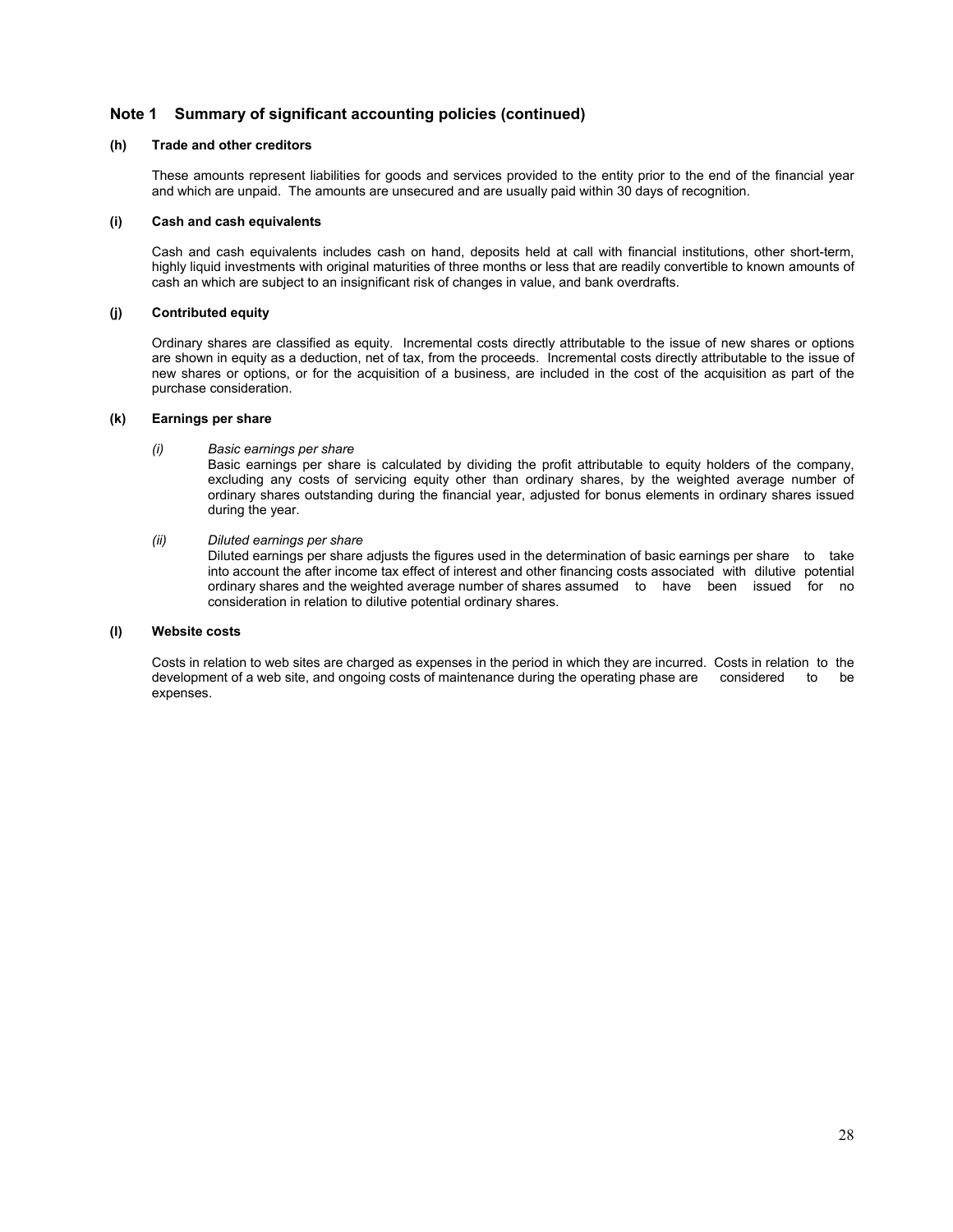## Note 1 Summary of significant accounting policies (continued)

### (h) Trade and other creditors

These amounts represent liabilities for goods and services provided to the entity prior to the end of the financial year and which are unpaid. The amounts are unsecured and are usually paid within 30 days of recognition.

### (i) Cash and cash equivalents

Cash and cash equivalents includes cash on hand, deposits held at call with financial institutions, other short-term, highly liquid investments with original maturities of three months or less that are readily convertible to known amounts of cash an which are subject to an insignificant risk of changes in value, and bank overdrafts.

### (j) Contributed equity

Ordinary shares are classified as equity. Incremental costs directly attributable to the issue of new shares or options are shown in equity as a deduction, net of tax, from the proceeds. Incremental costs directly attributable to the issue of new shares or options, or for the acquisition of a business, are included in the cost of the acquisition as part of the purchase consideration.

### (k) Earnings per share

*(i) Basic earnings per share*

Basic earnings per share is calculated by dividing the profit attributable to equity holders of the company, excluding any costs of servicing equity other than ordinary shares, by the weighted average number of ordinary shares outstanding during the financial year, adjusted for bonus elements in ordinary shares issued during the year.

*(ii) Diluted earnings per share*

Diluted earnings per share adjusts the figures used in the determination of basic earnings per share to take into account the after income tax effect of interest and other financing costs associated with dilutive potential ordinary shares and the weighted average number of shares assumed to have been issued for no consideration in relation to dilutive potential ordinary shares.

### (l) Website costs

Costs in relation to web sites are charged as expenses in the period in which they are incurred. Costs in relation to the development of a web site, and ongoing costs of maintenance during the operating phase are considered to be expenses.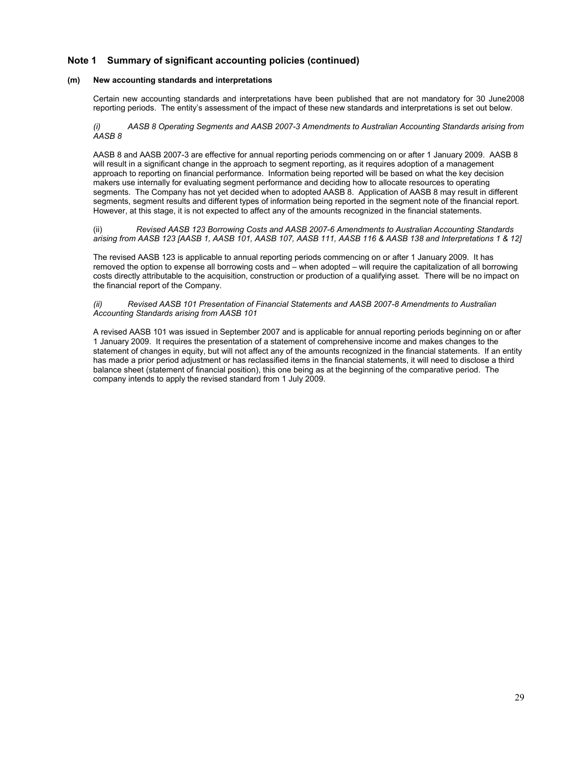## Note 1 Summary of significant accounting policies (continued)

**(m) New accounting standards and interpretations**

Certain new accounting standards and interpretations have been published that are not mandatory for 30 June2008 reporting periods. The entity's assessment of the impact of these new standards and interpretations is set out below.

*(i) AASB 8 Operating Segments and AASB 2007-3 Amendments to Australian Accounting Standards arising from AASB 8*

AASB 8 and AASB 2007-3 are effective for annual reporting periods commencing on or after 1 January 2009. AASB 8 will result in a significant change in the approach to segment reporting, as it requires adoption of a management approach to reporting on financial performance. Information being reported will be based on what the key decision makers use internally for evaluating segment performance and deciding how to allocate resources to operating segments. The Company has not yet decided when to adopted AASB 8. Application of AASB 8 may result in different segments, segment results and different types of information being reported in the segment note of the financial report. However, at this stage, it is not expected to affect any of the amounts recognized in the financial statements.

(ii) *Revised AASB 123 Borrowing Costs and AASB 2007-6 Amendments to Australian Accounting Standards arising from AASB 123 [AASB 1, AASB 101, AASB 107, AASB 111, AASB 116 & AASB 138 and Interpretations 1 & 12]*

The revised AASB 123 is applicable to annual reporting periods commencing on or after 1 January 2009. It has removed the option to expense all borrowing costs and – when adopted – will require the capitalization of all borrowing costs directly attributable to the acquisition, construction or production of a qualifying asset. There will be no impact on the financial report of the Company.

*(ii) Revised AASB 101 Presentation of Financial Statements and AASB 2007-8 Amendments to Australian Accounting Standards arising from AASB 101*

A revised AASB 101 was issued in September 2007 and is applicable for annual reporting periods beginning on or after 1 January 2009. It requires the presentation of a statement of comprehensive income and makes changes to the statement of changes in equity, but will not affect any of the amounts recognized in the financial statements. If an entity has made a prior period adjustment or has reclassified items in the financial statements, it will need to disclose a third balance sheet (statement of financial position), this one being as at the beginning of the comparative period. The company intends to apply the revised standard from 1 July 2009.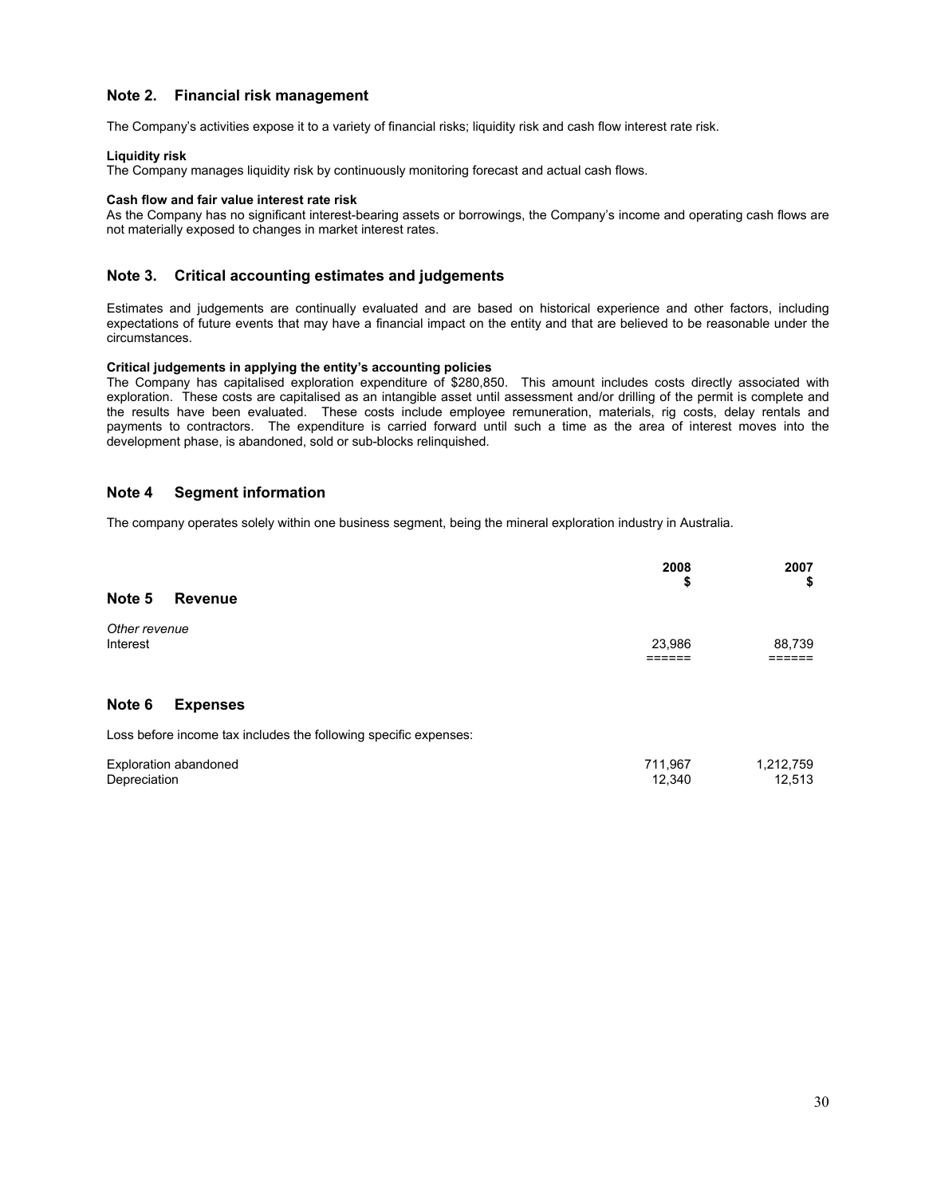## Note 2. Financial risk management

The Company's activities expose it to a variety of financial risks; liquidity risk and cash flow interest rate risk.

**Liquidity risk**
The Company manages liquidity risk by continuously monitoring forecast and actual cash flows.

**Cash flow and fair value interest rate risk**
As the Company has no significant interest-bearing assets or borrowings, the Company's income and operating cash flows are not materially exposed to changes in market interest rates.

## Note 3. Critical accounting estimates and judgements

Estimates and judgements are continually evaluated and are based on historical experience and other factors, including expectations of future events that may have a financial impact on the entity and that are believed to be reasonable under the circumstances.

**Critical judgements in applying the entity's accounting policies**
The Company has capitalised exploration expenditure of $280,850. This amount includes costs directly associated with exploration. These costs are capitalised as an intangible asset until assessment and/or drilling of the permit is complete and the results have been evaluated. These costs include employee remuneration, materials, rig costs, delay rentals and payments to contractors. The expenditure is carried forward until such a time as the area of interest moves into the development phase, is abandoned, sold or sub-blocks relinquished.

## Note 4 Segment information

The company operates solely within one business segment, being the mineral exploration industry in Australia.

| | 2008<br>$ | 2007<br>$ |
|---|---|---|
| **Note 5 Revenue** | | |
| *Other revenue* | | |
| Interest | 23,986 | 88,739 |
| | ====== | ====== |

## Note 6 Expenses

Loss before income tax includes the following specific expenses:

| | 2008<br>$ | 2007<br>$ |
|---|---|---|
| Exploration abandoned | 711,967 | 1,212,759 |
| Depreciation | 12,340 | 12,513 |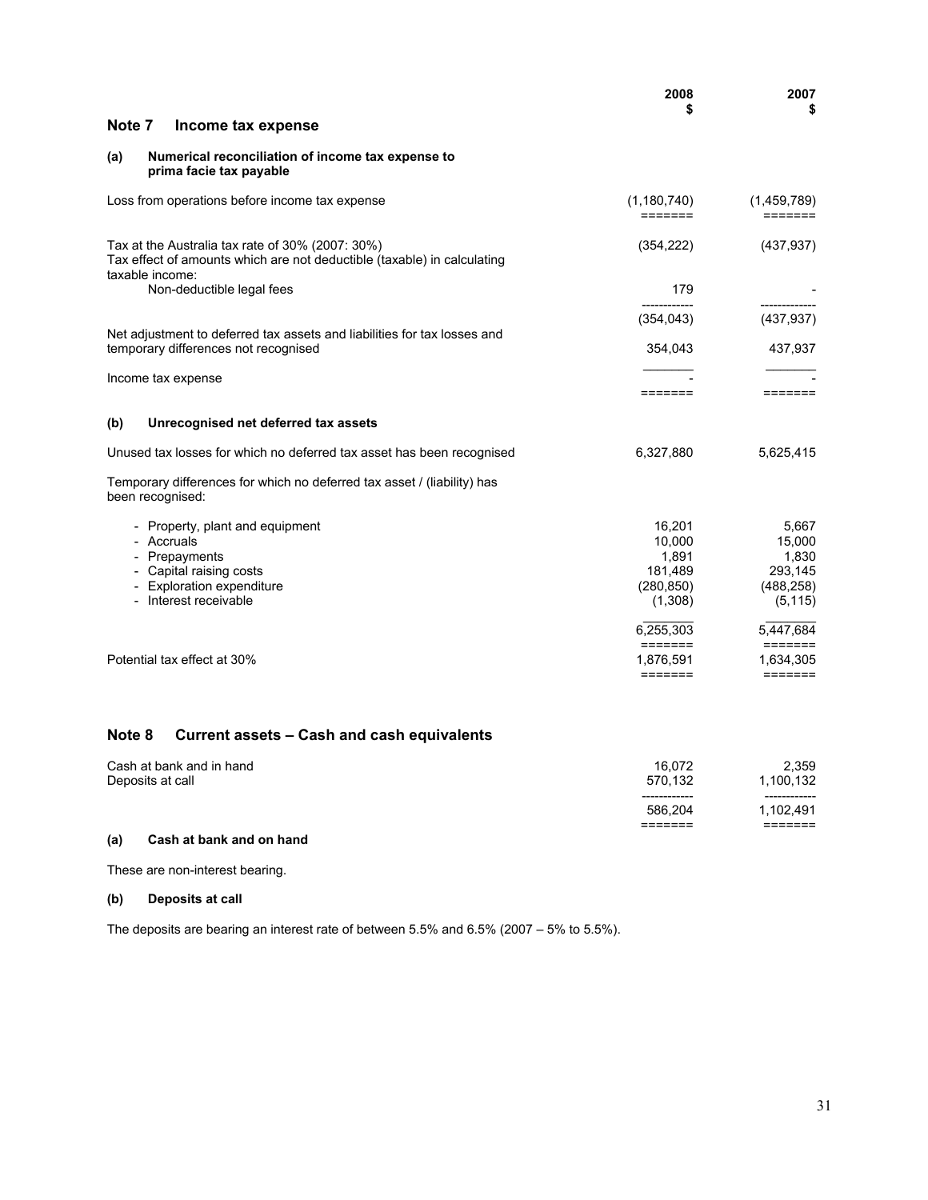## Note 7 Income tax expense

### (a) Numerical reconciliation of income tax expense to prima facie tax payable

| | 2008 $ | 2007 $ |
|---|---|---|
| Loss from operations before income tax expense | (1,180,740) | (1,459,789) |
| Tax at the Australia tax rate of 30% (2007: 30%) | (354,222) | (437,937) |
| Tax effect of amounts which are not deductible (taxable) in calculating taxable income: | | |
| Non-deductible legal fees | 179 | - |
| | (354,043) | (437,937) |
| Net adjustment to deferred tax assets and liabilities for tax losses and temporary differences not recognised | 354,043 | 437,937 |
| Income tax expense | - | - |

### (b) Unrecognised net deferred tax assets

| | 2008 $ | 2007 $ |
|---|---|---|
| Unused tax losses for which no deferred tax asset has been recognised | 6,327,880 | 5,625,415 |
| Temporary differences for which no deferred tax asset / (liability) has been recognised: | | |
| - Property, plant and equipment | 16,201 | 5,667 |
| - Accruals | 10,000 | 15,000 |
| - Prepayments | 1,891 | 1,830 |
| - Capital raising costs | 181,489 | 293,145 |
| - Exploration expenditure | (280,850) | (488,258) |
| - Interest receivable | (1,308) | (5,115) |
| | 6,255,303 | 5,447,684 |
| Potential tax effect at 30% | 1,876,591 | 1,634,305 |

## Note 8 Current assets – Cash and cash equivalents

| | 2008 $ | 2007 $ |
|---|---|---|
| Cash at bank and in hand | 16,072 | 2,359 |
| Deposits at call | 570,132 | 1,100,132 |
| | 586,204 | 1,102,491 |

### (a) Cash at bank and on hand

These are non-interest bearing.

### (b) Deposits at call

The deposits are bearing an interest rate of between 5.5% and 6.5% (2007 – 5% to 5.5%).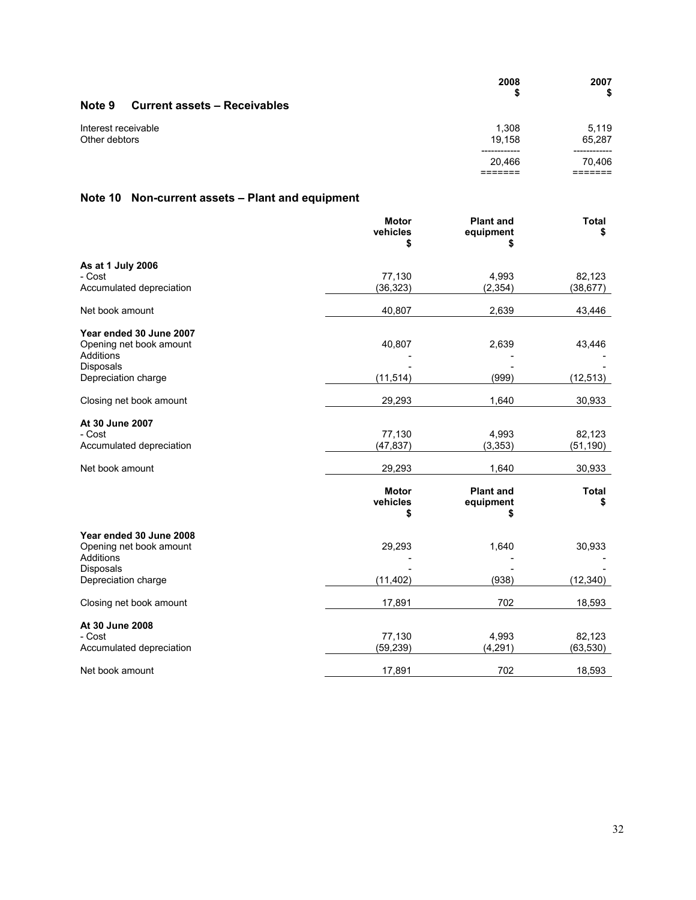## Note 9 Current assets – Receivables

| | 2008<br>$ | 2007<br>$ |
|---|---|---|
| Interest receivable | 1,308 | 5,119 |
| Other debtors | 19,158 | 65,287 |
| | 20,466 | 70,406 |

## Note 10 Non-current assets – Plant and equipment

| | Motor vehicles<br>$ | Plant and equipment<br>$ | Total<br>$ |
|---|---|---|---|
| **As at 1 July 2006** | | | |
| - Cost | 77,130 | 4,993 | 82,123 |
| Accumulated depreciation | (36,323) | (2,354) | (38,677) |
| Net book amount | 40,807 | 2,639 | 43,446 |
| **Year ended 30 June 2007** | | | |
| Opening net book amount | 40,807 | 2,639 | 43,446 |
| Additions | - | - | - |
| Disposals | - | - | - |
| Depreciation charge | (11,514) | (999) | (12,513) |
| Closing net book amount | 29,293 | 1,640 | 30,933 |
| **At 30 June 2007** | | | |
| - Cost | 77,130 | 4,993 | 82,123 |
| Accumulated depreciation | (47,837) | (3,353) | (51,190) |
| Net book amount | 29,293 | 1,640 | 30,933 |

| | Motor vehicles<br>$ | Plant and equipment<br>$ | Total<br>$ |
|---|---|---|---|
| **Year ended 30 June 2008** | | | |
| Opening net book amount | 29,293 | 1,640 | 30,933 |
| Additions | - | - | - |
| Disposals | - | - | - |
| Depreciation charge | (11,402) | (938) | (12,340) |
| Closing net book amount | 17,891 | 702 | 18,593 |
| **At 30 June 2008** | | | |
| - Cost | 77,130 | 4,993 | 82,123 |
| Accumulated depreciation | (59,239) | (4,291) | (63,530) |
| Net book amount | 17,891 | 702 | 18,593 |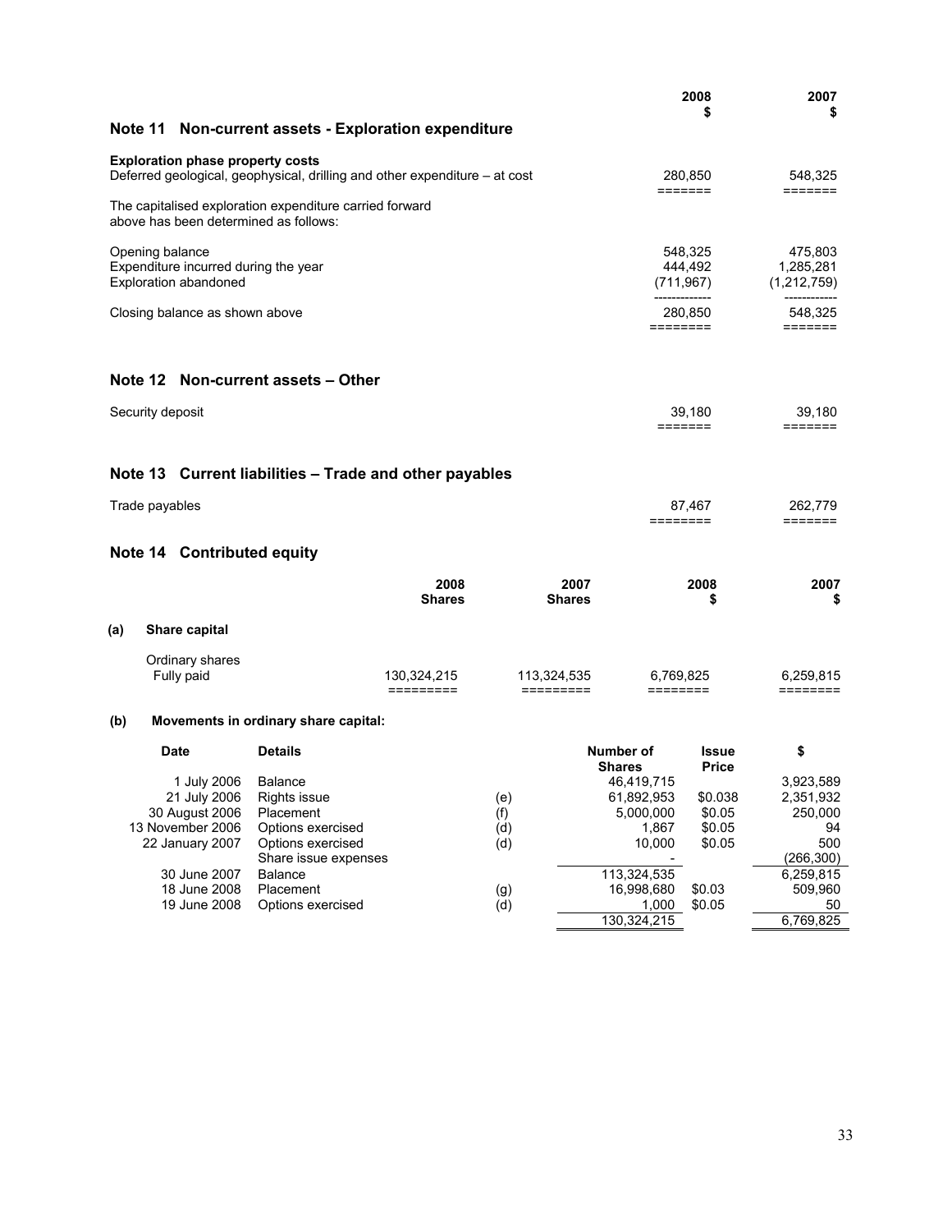## Note 11 Non-current assets - Exploration expenditure

| | 2008 $ | 2007 $ |
|---|---|---|
| **Exploration phase property costs** | | |
| Deferred geological, geophysical, drilling and other expenditure – at cost | 280,850 | 548,325 |
| The capitalised exploration expenditure carried forward above has been determined as follows: | | |
| Opening balance | 548,325 | 475,803 |
| Expenditure incurred during the year | 444,492 | 1,285,281 |
| Exploration abandoned | (711,967) | (1,212,759) |
| Closing balance as shown above | 280,850 | 548,325 |

## Note 12 Non-current assets – Other

| | 2008 $ | 2007 $ |
|---|---|---|
| Security deposit | 39,180 | 39,180 |

## Note 13 Current liabilities – Trade and other payables

| | 2008 $ | 2007 $ |
|---|---|---|
| Trade payables | 87,467 | 262,779 |

## Note 14 Contributed equity

**(a) Share capital**

| | 2008 Shares | 2007 Shares | 2008 $ | 2007 $ |
|---|---|---|---|---|
| Ordinary shares Fully paid | 130,324,215 | 113,324,535 | 6,769,825 | 6,259,815 |

**(b) Movements in ordinary share capital:**

| Date | Details | | Number of Shares | Issue Price | $ |
|---|---|---|---|---|---|
| 1 July 2006 | Balance | | 46,419,715 | | 3,923,589 |
| 21 July 2006 | Rights issue | (e) | 61,892,953 | $0.038 | 2,351,932 |
| 30 August 2006 | Placement | (f) | 5,000,000 | $0.05 | 250,000 |
| 13 November 2006 | Options exercised | (d) | 1,867 | $0.05 | 94 |
| 22 January 2007 | Options exercised | (d) | 10,000 | $0.05 | 500 |
| | Share issue expenses | | - | | (266,300) |
| 30 June 2007 | Balance | | 113,324,535 | | 6,259,815 |
| 18 June 2008 | Placement | (g) | 16,998,680 | $0.03 | 509,960 |
| 19 June 2008 | Options exercised | (d) | 1,000 | $0.05 | 50 |
| | | | 130,324,215 | | 6,769,825 |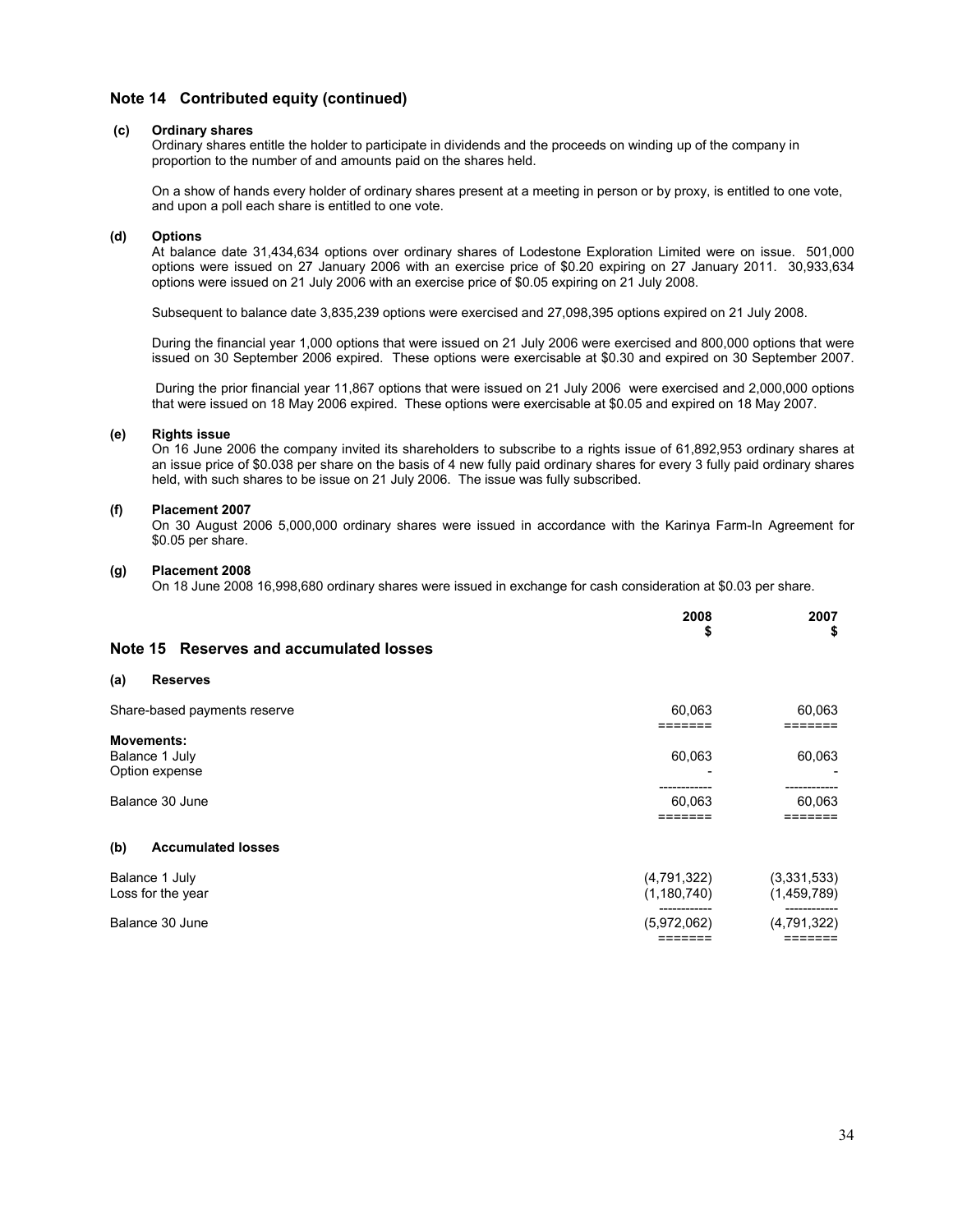## Note 14 Contributed equity (continued)

**(c) Ordinary shares**

Ordinary shares entitle the holder to participate in dividends and the proceeds on winding up of the company in proportion to the number of and amounts paid on the shares held.

On a show of hands every holder of ordinary shares present at a meeting in person or by proxy, is entitled to one vote, and upon a poll each share is entitled to one vote.

**(d) Options**

At balance date 31,434,634 options over ordinary shares of Lodestone Exploration Limited were on issue. 501,000 options were issued on 27 January 2006 with an exercise price of $0.20 expiring on 27 January 2011. 30,933,634 options were issued on 21 July 2006 with an exercise price of $0.05 expiring on 21 July 2008.

Subsequent to balance date 3,835,239 options were exercised and 27,098,395 options expired on 21 July 2008.

During the financial year 1,000 options that were issued on 21 July 2006 were exercised and 800,000 options that were issued on 30 September 2006 expired. These options were exercisable at $0.30 and expired on 30 September 2007.

During the prior financial year 11,867 options that were issued on 21 July 2006 were exercised and 2,000,000 options that were issued on 18 May 2006 expired. These options were exercisable at $0.05 and expired on 18 May 2007.

**(e) Rights issue**

On 16 June 2006 the company invited its shareholders to subscribe to a rights issue of 61,892,953 ordinary shares at an issue price of $0.038 per share on the basis of 4 new fully paid ordinary shares for every 3 fully paid ordinary shares held, with such shares to be issue on 21 July 2006. The issue was fully subscribed.

**(f) Placement 2007**

On 30 August 2006 5,000,000 ordinary shares were issued in accordance with the Karinya Farm-In Agreement for $0.05 per share.

**(g) Placement 2008**

On 18 June 2008 16,998,680 ordinary shares were issued in exchange for cash consideration at $0.03 per share.

## Note 15 Reserves and accumulated losses

| | 2008 $ | 2007 $ |
|---|---|---|
| **(a) Reserves** | | |
| Share-based payments reserve | 60,063 | 60,063 |
| **Movements:** | | |
| Balance 1 July | 60,063 | 60,063 |
| Option expense | - | - |
| Balance 30 June | 60,063 | 60,063 |
| **(b) Accumulated losses** | | |
| Balance 1 July | (4,791,322) | (3,331,533) |
| Loss for the year | (1,180,740) | (1,459,789) |
| Balance 30 June | (5,972,062) | (4,791,322) |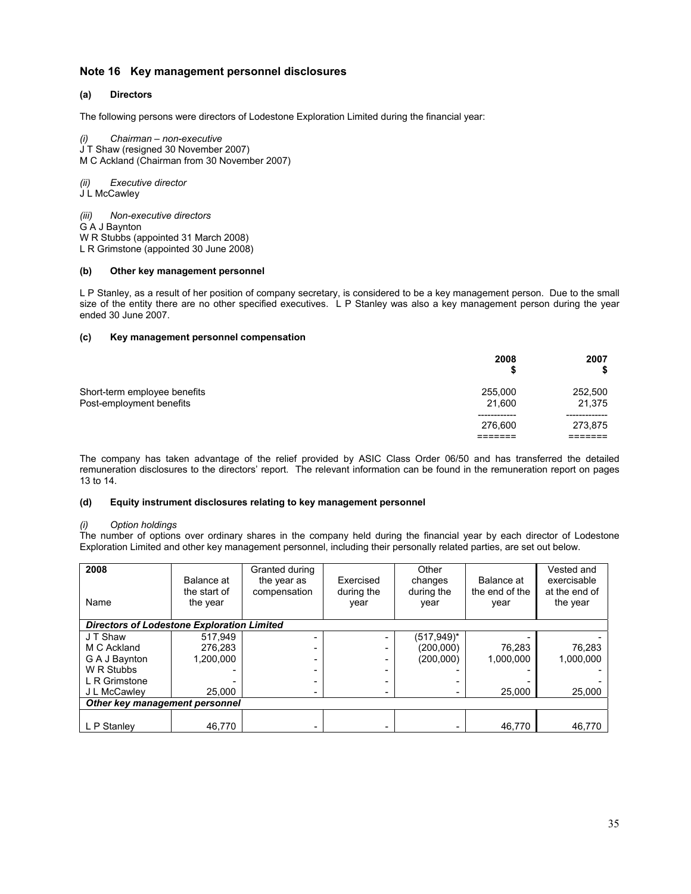## Note 16 Key management personnel disclosures

### (a) Directors

The following persons were directors of Lodestone Exploration Limited during the financial year:

*(i) Chairman – non-executive*
J T Shaw (resigned 30 November 2007)
M C Ackland (Chairman from 30 November 2007)

*(ii) Executive director*
J L McCawley

*(iii) Non-executive directors*
G A J Baynton
W R Stubbs (appointed 31 March 2008)
L R Grimstone (appointed 30 June 2008)

### (b) Other key management personnel

L P Stanley, as a result of her position of company secretary, is considered to be a key management person. Due to the small size of the entity there are no other specified executives. L P Stanley was also a key management person during the year ended 30 June 2007.

### (c) Key management personnel compensation

| | 2008 $ | 2007 $ |
|---|---|---|
| Short-term employee benefits | 255,000 | 252,500 |
| Post-employment benefits | 21,600 | 21,375 |
| | 276,600 | 273,875 |

The company has taken advantage of the relief provided by ASIC Class Order 06/50 and has transferred the detailed remuneration disclosures to the directors' report. The relevant information can be found in the remuneration report on pages 13 to 14.

### (d) Equity instrument disclosures relating to key management personnel

*(i) Option holdings*
The number of options over ordinary shares in the company held during the financial year by each director of Lodestone Exploration Limited and other key management personnel, including their personally related parties, are set out below.

| 2008<br>Name | Balance at the start of the year | Granted during the year as compensation | Exercised during the year | Other changes during the year | Balance at the end of the year | Vested and exercisable at the end of the year |
|---|---|---|---|---|---|---|
| ***Directors of Lodestone Exploration Limited*** | | | | | | |
| J T Shaw | 517,949 | - | - | (517,949)* | - | - |
| M C Ackland | 276,283 | - | - | (200,000) | 76,283 | 76,283 |
| G A J Baynton | 1,200,000 | - | - | (200,000) | 1,000,000 | 1,000,000 |
| W R Stubbs | - | - | - | - | - | - |
| L R Grimstone | - | - | - | - | - | - |
| J L McCawley | 25,000 | - | - | - | 25,000 | 25,000 |
| ***Other key management personnel*** | | | | | | |
| L P Stanley | 46,770 | - | - | - | 46,770 | 46,770 |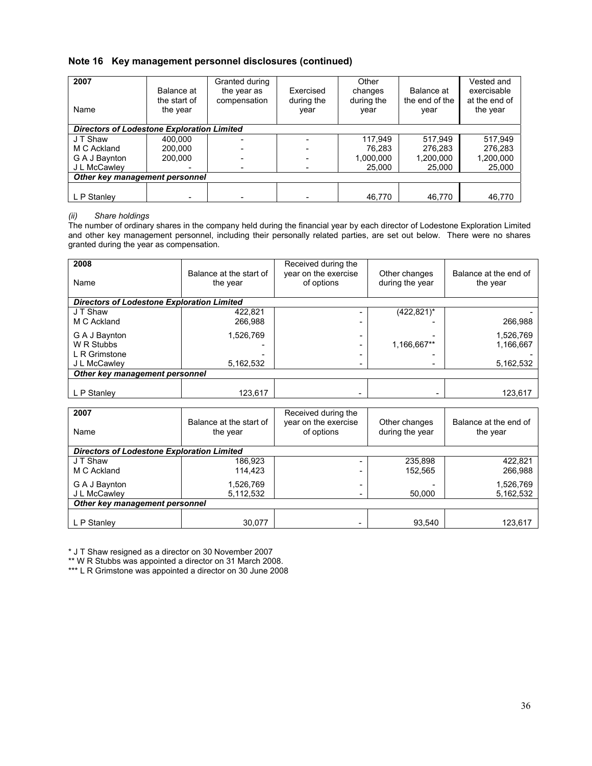## Note 16 Key management personnel disclosures (continued)

| 2007<br>Name | Balance at the start of the year | Granted during the year as compensation | Exercised during the year | Other changes during the year | Balance at the end of the year | Vested and exercisable at the end of the year |
|---|---|---|---|---|---|---|
| ***Directors of Lodestone Exploration Limited*** | | | | | | |
| J T Shaw | 400,000 | - | - | 117,949 | 517,949 | 517,949 |
| M C Ackland | 200,000 | - | - | 76,283 | 276,283 | 276,283 |
| G A J Baynton | 200,000 | - | - | 1,000,000 | 1,200,000 | 1,200,000 |
| J L McCawley | - | - | - | 25,000 | 25,000 | 25,000 |
| ***Other key management personnel*** | | | | | | |
| L P Stanley | - | - | - | 46,770 | 46,770 | 46,770 |

*(ii) Share holdings*

The number of ordinary shares in the company held during the financial year by each director of Lodestone Exploration Limited and other key management personnel, including their personally related parties, are set out below. There were no shares granted during the year as compensation.

| 2008<br>Name | Balance at the start of the year | Received during the year on the exercise of options | Other changes during the year | Balance at the end of the year |
|---|---|---|---|---|
| ***Directors of Lodestone Exploration Limited*** | | | | |
| J T Shaw | 422,821 | - | (422,821)* | - |
| M C Ackland | 266,988 | - | - | 266,988 |
| G A J Baynton | 1,526,769 | - | - | 1,526,769 |
| W R Stubbs | - | - | 1,166,667** | 1,166,667 |
| L R Grimstone | - | - | - | - |
| J L McCawley | 5,162,532 | - | - | 5,162,532 |
| ***Other key management personnel*** | | | | |
| L P Stanley | 123,617 | - | - | 123,617 |

| 2007<br>Name | Balance at the start of the year | Received during the year on the exercise of options | Other changes during the year | Balance at the end of the year |
|---|---|---|---|---|
| ***Directors of Lodestone Exploration Limited*** | | | | |
| J T Shaw | 186,923 | - | 235,898 | 422,821 |
| M C Ackland | 114,423 | - | 152,565 | 266,988 |
| G A J Baynton | 1,526,769 | - | - | 1,526,769 |
| J L McCawley | 5,112,532 | - | 50,000 | 5,162,532 |
| ***Other key management personnel*** | | | | |
| L P Stanley | 30,077 | - | 93,540 | 123,617 |

\* J T Shaw resigned as a director on 30 November 2007

** W R Stubbs was appointed a director on 31 March 2008.

*** L R Grimstone was appointed a director on 30 June 2008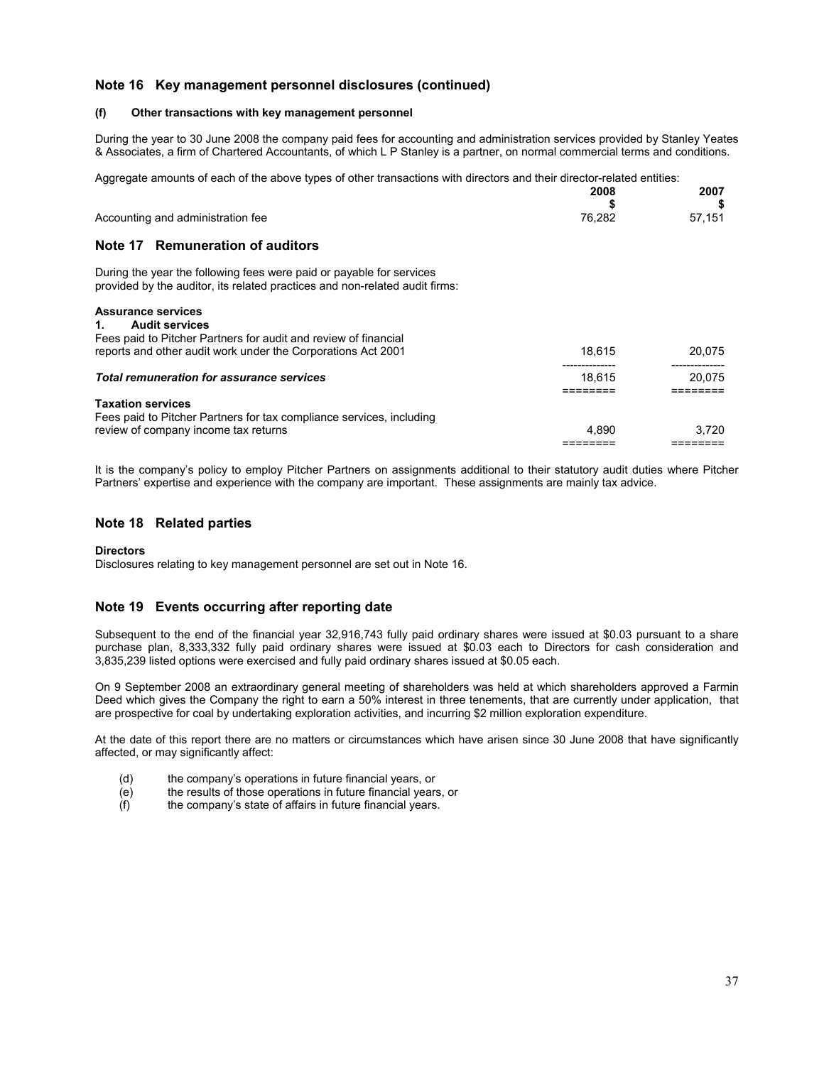## Note 16 Key management personnel disclosures (continued)

**(f) Other transactions with key management personnel**

During the year to 30 June 2008 the company paid fees for accounting and administration services provided by Stanley Yeates & Associates, a firm of Chartered Accountants, of which L P Stanley is a partner, on normal commercial terms and conditions.

Aggregate amounts of each of the above types of other transactions with directors and their director-related entities:

| | 2008 $ | 2007 $ |
|---|---|---|
| Accounting and administration fee | 76,282 | 57,151 |

## Note 17 Remuneration of auditors

During the year the following fees were paid or payable for services provided by the auditor, its related practices and non-related audit firms:

| | 2008 $ | 2007 $ |
|---|---|---|
| **Assurance services** | | |
| **1. Audit services** | | |
| Fees paid to Pitcher Partners for audit and review of financial reports and other audit work under the Corporations Act 2001 | 18,615 | 20,075 |
| ***Total remuneration for assurance services*** | 18,615 | 20,075 |
| **Taxation services** | | |
| Fees paid to Pitcher Partners for tax compliance services, including review of company income tax returns | 4,890 | 3,720 |

It is the company's policy to employ Pitcher Partners on assignments additional to their statutory audit duties where Pitcher Partners' expertise and experience with the company are important. These assignments are mainly tax advice.

## Note 18 Related parties

**Directors**

Disclosures relating to key management personnel are set out in Note 16.

## Note 19 Events occurring after reporting date

Subsequent to the end of the financial year 32,916,743 fully paid ordinary shares were issued at $0.03 pursuant to a share purchase plan, 8,333,332 fully paid ordinary shares were issued at $0.03 each to Directors for cash consideration and 3,835,239 listed options were exercised and fully paid ordinary shares issued at $0.05 each.

On 9 September 2008 an extraordinary general meeting of shareholders was held at which shareholders approved a Farmin Deed which gives the Company the right to earn a 50% interest in three tenements, that are currently under application, that are prospective for coal by undertaking exploration activities, and incurring $2 million exploration expenditure.

At the date of this report there are no matters or circumstances which have arisen since 30 June 2008 that have significantly affected, or may significantly affect:

(d) the company's operations in future financial years, or
(e) the results of those operations in future financial years, or
(f) the company's state of affairs in future financial years.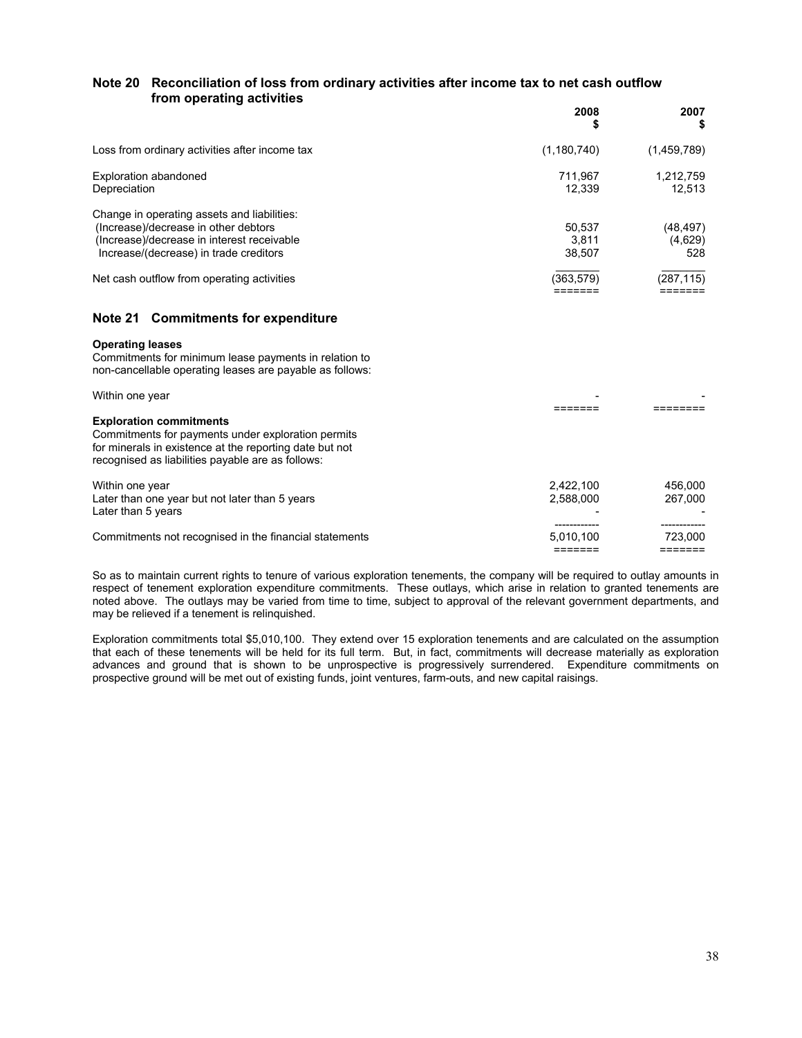## Note 20 Reconciliation of loss from ordinary activities after income tax to net cash outflow from operating activities

| | 2008 $ | 2007 $ |
|---|---|---|
| Loss from ordinary activities after income tax | (1,180,740) | (1,459,789) |
| Exploration abandoned | 711,967 | 1,212,759 |
| Depreciation | 12,339 | 12,513 |
| Change in operating assets and liabilities: | | |
| (Increase)/decrease in other debtors | 50,537 | (48,497) |
| (Increase)/decrease in interest receivable | 3,811 | (4,629) |
| Increase/(decrease) in trade creditors | 38,507 | 528 |
| Net cash outflow from operating activities | (363,579) | (287,115) |

## Note 21 Commitments for expenditure

**Operating leases**

Commitments for minimum lease payments in relation to non-cancellable operating leases are payable as follows:

| | 2008 $ | 2007 $ |
|---|---|---|
| Within one year | - | - |

**Exploration commitments**

Commitments for payments under exploration permits for minerals in existence at the reporting date but not recognised as liabilities payable are as follows:

| | 2008 $ | 2007 $ |
|---|---|---|
| Within one year | 2,422,100 | 456,000 |
| Later than one year but not later than 5 years | 2,588,000 | 267,000 |
| Later than 5 years | - | - |
| Commitments not recognised in the financial statements | 5,010,100 | 723,000 |

So as to maintain current rights to tenure of various exploration tenements, the company will be required to outlay amounts in respect of tenement exploration expenditure commitments. These outlays, which arise in relation to granted tenements are noted above. The outlays may be varied from time to time, subject to approval of the relevant government departments, and may be relieved if a tenement is relinquished.

Exploration commitments total $5,010,100. They extend over 15 exploration tenements and are calculated on the assumption that each of these tenements will be held for its full term. But, in fact, commitments will decrease materially as exploration advances and ground that is shown to be unprospective is progressively surrendered. Expenditure commitments on prospective ground will be met out of existing funds, joint ventures, farm-outs, and new capital raisings.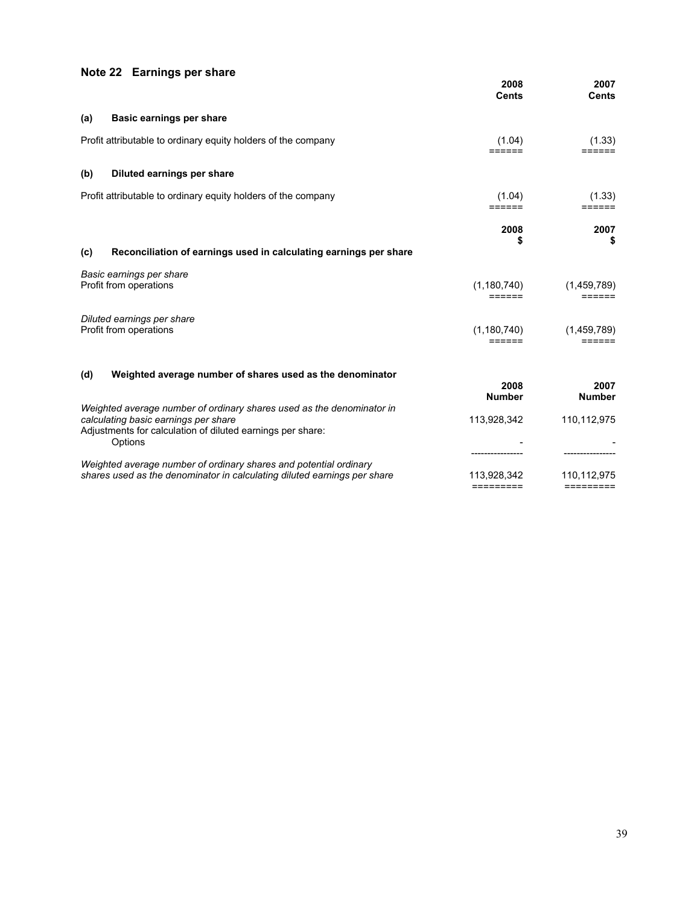## Note 22 Earnings per share

| | 2008 Cents | 2007 Cents |
|---|---|---|
| **(a) Basic earnings per share** | | |
| Profit attributable to ordinary equity holders of the company | (1.04) | (1.33) |
| **(b) Diluted earnings per share** | | |
| Profit attributable to ordinary equity holders of the company | (1.04) | (1.33) |

| **(c) Reconciliation of earnings used in calculating earnings per share** | 2008 $ | 2007 $ |
|---|---|---|
| *Basic earnings per share* | | |
| Profit from operations | (1,180,740) | (1,459,789) |
| *Diluted earnings per share* | | |
| Profit from operations | (1,180,740) | (1,459,789) |

**(d) Weighted average number of shares used as the denominator**

| | 2008 Number | 2007 Number |
|---|---|---|
| *Weighted average number of ordinary shares used as the denominator in calculating basic earnings per share* | 113,928,342 | 110,112,975 |
| Adjustments for calculation of diluted earnings per share: | | |
| Options | - | - |
| *Weighted average number of ordinary shares and potential ordinary shares used as the denominator in calculating diluted earnings per share* | 113,928,342 | 110,112,975 |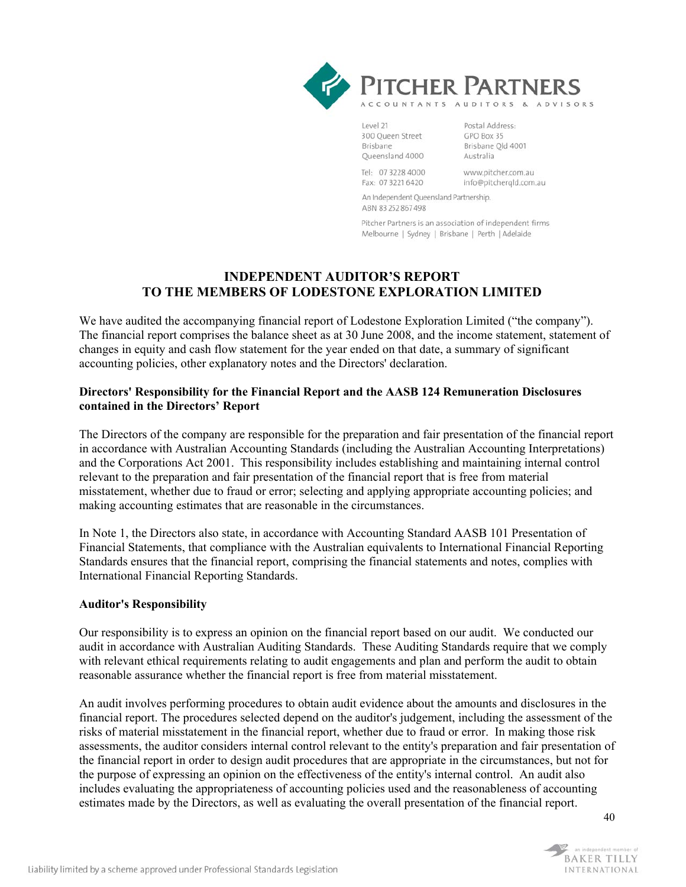PITCHER PARTNERS

ACCOUNTANTS AUDITORS & ADVISORS

Level 21
300 Queen Street
Brisbane
Queensland 4000

Postal Address:
GPO Box 35
Brisbane Qld 4001
Australia

Tel: 07 3228 4000
Fax: 07 3221 6420

www.pitcher.com.au
info@pitcherqld.com.au

An Independent Queensland Partnership.
ABN 83 252 867 498

Pitcher Partners is an association of independent firms
Melbourne | Sydney | Brisbane | Perth | Adelaide

# INDEPENDENT AUDITOR'S REPORT TO THE MEMBERS OF LODESTONE EXPLORATION LIMITED

We have audited the accompanying financial report of Lodestone Exploration Limited ("the company"). The financial report comprises the balance sheet as at 30 June 2008, and the income statement, statement of changes in equity and cash flow statement for the year ended on that date, a summary of significant accounting policies, other explanatory notes and the Directors' declaration.

**Directors' Responsibility for the Financial Report and the AASB 124 Remuneration Disclosures contained in the Directors' Report**

The Directors of the company are responsible for the preparation and fair presentation of the financial report in accordance with Australian Accounting Standards (including the Australian Accounting Interpretations) and the Corporations Act 2001. This responsibility includes establishing and maintaining internal control relevant to the preparation and fair presentation of the financial report that is free from material misstatement, whether due to fraud or error; selecting and applying appropriate accounting policies; and making accounting estimates that are reasonable in the circumstances.

In Note 1, the Directors also state, in accordance with Accounting Standard AASB 101 Presentation of Financial Statements, that compliance with the Australian equivalents to International Financial Reporting Standards ensures that the financial report, comprising the financial statements and notes, complies with International Financial Reporting Standards.

**Auditor's Responsibility**

Our responsibility is to express an opinion on the financial report based on our audit. We conducted our audit in accordance with Australian Auditing Standards. These Auditing Standards require that we comply with relevant ethical requirements relating to audit engagements and plan and perform the audit to obtain reasonable assurance whether the financial report is free from material misstatement.

An audit involves performing procedures to obtain audit evidence about the amounts and disclosures in the financial report. The procedures selected depend on the auditor's judgement, including the assessment of the risks of material misstatement in the financial report, whether due to fraud or error. In making those risk assessments, the auditor considers internal control relevant to the entity's preparation and fair presentation of the financial report in order to design audit procedures that are appropriate in the circumstances, but not for the purpose of expressing an opinion on the effectiveness of the entity's internal control. An audit also includes evaluating the appropriateness of accounting policies used and the reasonableness of accounting estimates made by the Directors, as well as evaluating the overall presentation of the financial report.

Liability limited by a scheme approved under Professional Standards Legislation

an independent member of BAKER TILLY INTERNATIONAL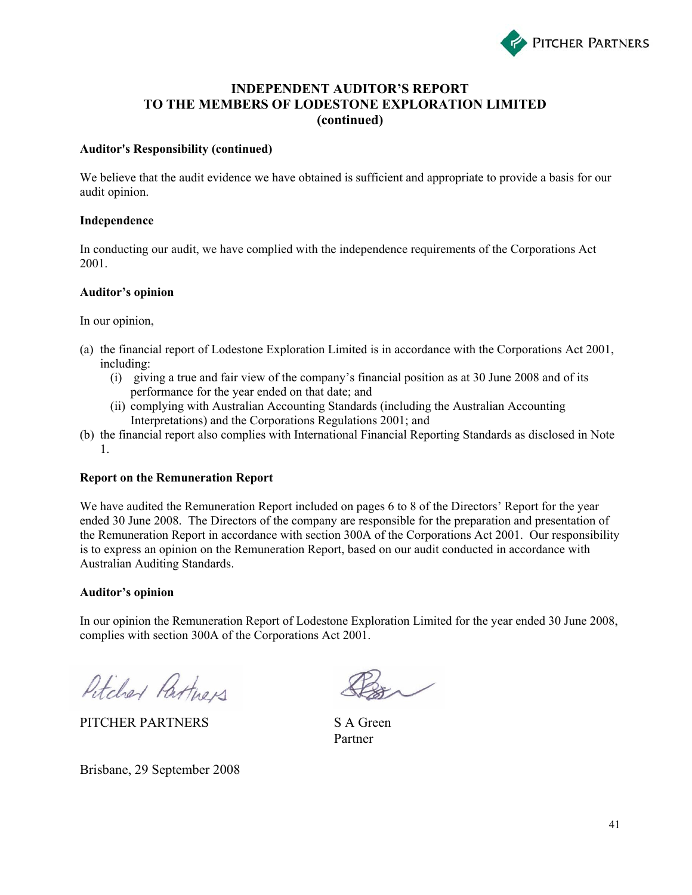# INDEPENDENT AUDITOR'S REPORT TO THE MEMBERS OF LODESTONE EXPLORATION LIMITED (continued)

**Auditor's Responsibility (continued)**

We believe that the audit evidence we have obtained is sufficient and appropriate to provide a basis for our audit opinion.

**Independence**

In conducting our audit, we have complied with the independence requirements of the Corporations Act 2001.

**Auditor's opinion**

In our opinion,

(a) the financial report of Lodestone Exploration Limited is in accordance with the Corporations Act 2001, including:
   (i) giving a true and fair view of the company's financial position as at 30 June 2008 and of its performance for the year ended on that date; and
   (ii) complying with Australian Accounting Standards (including the Australian Accounting Interpretations) and the Corporations Regulations 2001; and

(b) the financial report also complies with International Financial Reporting Standards as disclosed in Note 1.

**Report on the Remuneration Report**

We have audited the Remuneration Report included on pages 6 to 8 of the Directors' Report for the year ended 30 June 2008. The Directors of the company are responsible for the preparation and presentation of the Remuneration Report in accordance with section 300A of the Corporations Act 2001. Our responsibility is to express an opinion on the Remuneration Report, based on our audit conducted in accordance with Australian Auditing Standards.

**Auditor's opinion**

In our opinion the Remuneration Report of Lodestone Exploration Limited for the year ended 30 June 2008, complies with section 300A of the Corporations Act 2001.

PITCHER PARTNERS

S A Green
Partner

Brisbane, 29 September 2008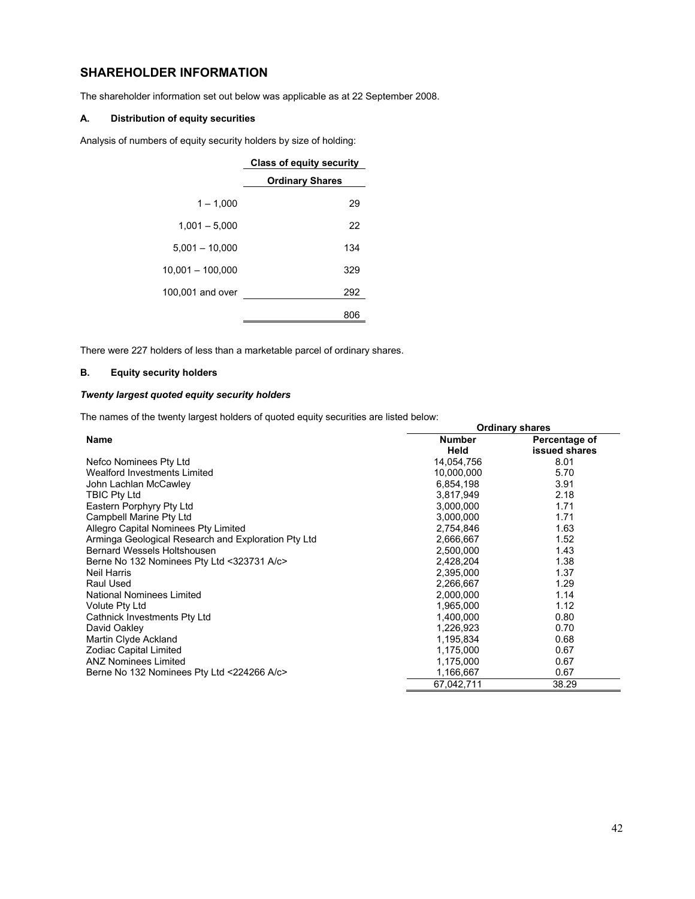## SHAREHOLDER INFORMATION

The shareholder information set out below was applicable as at 22 September 2008.

### A. Distribution of equity securities

Analysis of numbers of equity security holders by size of holding:

| | Class of equity security |
|---|---|
| | Ordinary Shares |
| 1 – 1,000 | 29 |
| 1,001 – 5,000 | 22 |
| 5,001 – 10,000 | 134 |
| 10,001 – 100,000 | 329 |
| 100,001 and over | 292 |
| | 806 |

There were 227 holders of less than a marketable parcel of ordinary shares.

### B. Equity security holders

***Twenty largest quoted equity security holders***

The names of the twenty largest holders of quoted equity securities are listed below:

| Name | Ordinary shares | |
|---|---|---|
| | Number Held | Percentage of issued shares |
| Nefco Nominees Pty Ltd | 14,054,756 | 8.01 |
| Wealford Investments Limited | 10,000,000 | 5.70 |
| John Lachlan McCawley | 6,854,198 | 3.91 |
| TBIC Pty Ltd | 3,817,949 | 2.18 |
| Eastern Porphyry Pty Ltd | 3,000,000 | 1.71 |
| Campbell Marine Pty Ltd | 3,000,000 | 1.71 |
| Allegro Capital Nominees Pty Limited | 2,754,846 | 1.63 |
| Arminga Geological Research and Exploration Pty Ltd | 2,666,667 | 1.52 |
| Bernard Wessels Holtshousen | 2,500,000 | 1.43 |
| Berne No 132 Nominees Pty Ltd <323731 A/c> | 2,428,204 | 1.38 |
| Neil Harris | 2,395,000 | 1.37 |
| Raul Used | 2,266,667 | 1.29 |
| National Nominees Limited | 2,000,000 | 1.14 |
| Volute Pty Ltd | 1,965,000 | 1.12 |
| Cathnick Investments Pty Ltd | 1,400,000 | 0.80 |
| David Oakley | 1,226,923 | 0.70 |
| Martin Clyde Ackland | 1,195,834 | 0.68 |
| Zodiac Capital Limited | 1,175,000 | 0.67 |
| ANZ Nominees Limited | 1,175,000 | 0.67 |
| Berne No 132 Nominees Pty Ltd <224266 A/c> | 1,166,667 | 0.67 |
| | 67,042,711 | 38.29 |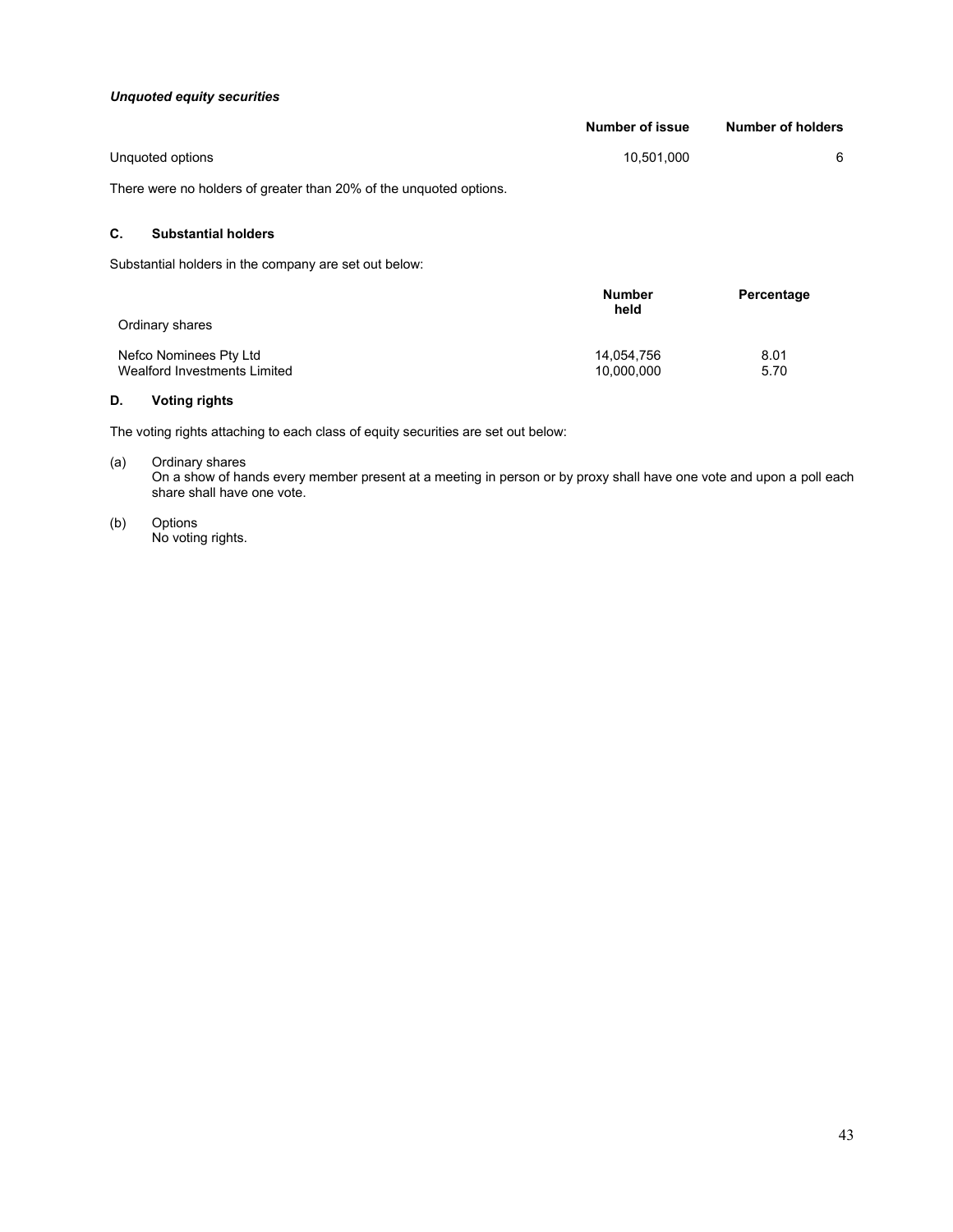***Unquoted equity securities***

| | Number of issue | Number of holders |
|---|---|---|
| Unquoted options | 10,501,000 | 6 |

There were no holders of greater than 20% of the unquoted options.

### C. Substantial holders

Substantial holders in the company are set out below:

| | Number held | Percentage |
|---|---|---|
| Ordinary shares | | |
| Nefco Nominees Pty Ltd | 14,054,756 | 8.01 |
| Wealford Investments Limited | 10,000,000 | 5.70 |

### D. Voting rights

The voting rights attaching to each class of equity securities are set out below:

(a) Ordinary shares
On a show of hands every member present at a meeting in person or by proxy shall have one vote and upon a poll each share shall have one vote.

(b) Options
No voting rights.